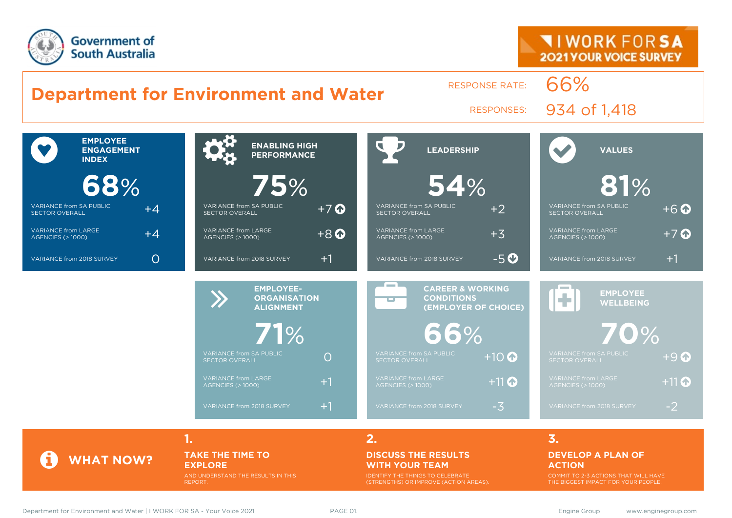Government of South Australia

I WORK FOR SA – 2021 YOUR VOICE SURVEY

# Department for Environment and Water

RESPONSE RATE: 66%

RESPONSES: 934 of 1,418

## EMPLOYEE ENGAGEMENT INDEX

**68%**

| | |
|---|---|
| VARIANCE from SA PUBLIC SECTOR OVERALL | +4 |
| VARIANCE from LARGE AGENCIES (> 1000) | +4 |
| VARIANCE from 2018 SURVEY | 0 |

## ENABLING HIGH PERFORMANCE

**75%**

| | |
|---|---|
| VARIANCE from SA PUBLIC SECTOR OVERALL | +7 ↑ |
| VARIANCE from LARGE AGENCIES (> 1000) | +8 ↑ |
| VARIANCE from 2018 SURVEY | +1 |

## LEADERSHIP

**54%**

| | |
|---|---|
| VARIANCE from SA PUBLIC SECTOR OVERALL | +2 |
| VARIANCE from LARGE AGENCIES (> 1000) | +3 |
| VARIANCE from 2018 SURVEY | -5 ↓ |

## VALUES

**81%**

| | |
|---|---|
| VARIANCE from SA PUBLIC SECTOR OVERALL | +6 ↑ |
| VARIANCE from LARGE AGENCIES (> 1000) | +7 ↑ |
| VARIANCE from 2018 SURVEY | +1 |

## EMPLOYEE-ORGANISATION ALIGNMENT

**71%**

| | |
|---|---|
| VARIANCE from SA PUBLIC SECTOR OVERALL | 0 |
| VARIANCE from LARGE AGENCIES (> 1000) | +1 |
| VARIANCE from 2018 SURVEY | +1 |

## CAREER & WORKING CONDITIONS (EMPLOYER OF CHOICE)

**66%**

| | |
|---|---|
| VARIANCE from SA PUBLIC SECTOR OVERALL | +10 ↑ |
| VARIANCE from LARGE AGENCIES (> 1000) | +11 ↑ |
| VARIANCE from 2018 SURVEY | -3 |

## EMPLOYEE WELLBEING

**70%**

| | |
|---|---|
| VARIANCE from SA PUBLIC SECTOR OVERALL | +9 ↑ |
| VARIANCE from LARGE AGENCIES (> 1000) | +11 ↑ |
| VARIANCE from 2018 SURVEY | -2 |

## WHAT NOW?

1. **TAKE THE TIME TO EXPLORE**
   AND UNDERSTAND THE RESULTS IN THIS REPORT.
2. **DISCUSS THE RESULTS WITH YOUR TEAM**
   IDENTIFY THE THINGS TO CELEBRATE (STRENGTHS) OR IMPROVE (ACTION AREAS).
3. **DEVELOP A PLAN OF ACTION**
   COMMIT TO 2-3 ACTIONS THAT WILL HAVE THE BIGGEST IMPACT FOR YOUR PEOPLE.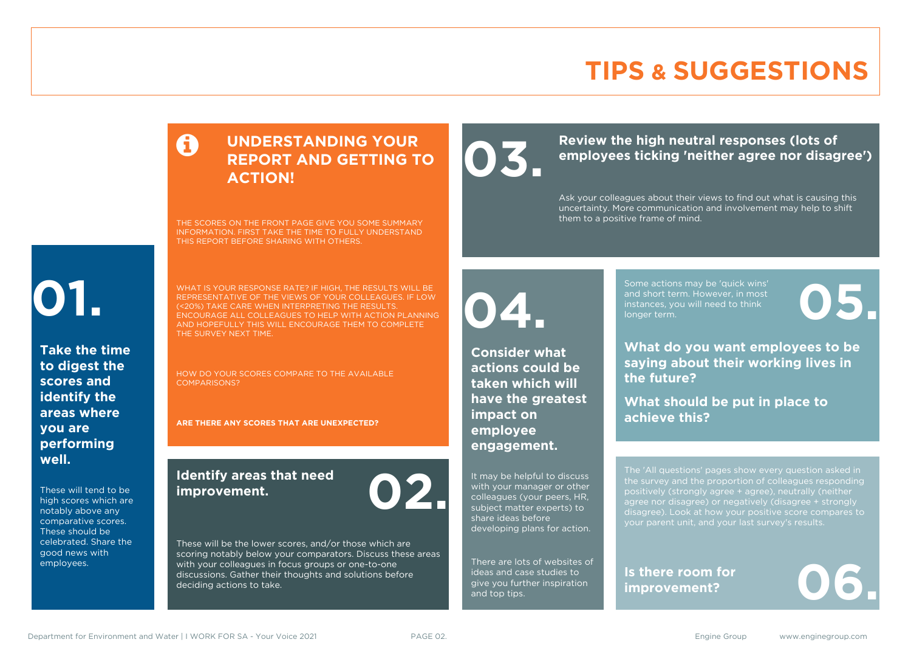# TIPS & SUGGESTIONS

## UNDERSTANDING YOUR REPORT AND GETTING TO ACTION!

THE SCORES ON THE FRONT PAGE GIVE YOU SOME SUMMARY INFORMATION. FIRST TAKE THE TIME TO FULLY UNDERSTAND THIS REPORT BEFORE SHARING WITH OTHERS.

WHAT IS YOUR RESPONSE RATE? IF HIGH, THE RESULTS WILL BE REPRESENTATIVE OF THE VIEWS OF YOUR COLLEAGUES. IF LOW (<20%) TAKE CARE WHEN INTERPRETING THE RESULTS. ENCOURAGE ALL COLLEAGUES TO HELP WITH ACTION PLANNING AND HOPEFULLY THIS WILL ENCOURAGE THEM TO COMPLETE THE SURVEY NEXT TIME.

HOW DO YOUR SCORES COMPARE TO THE AVAILABLE COMPARISONS?

**ARE THERE ANY SCORES THAT ARE UNEXPECTED?**

## 01.

**Take the time to digest the scores and identify the areas where you are performing well.**

These will tend to be high scores which are notably above any comparative scores. These should be celebrated. Share the good news with employees.

## 02.

**Identify areas that need improvement.**

These will be the lower scores, and/or those which are scoring notably below your comparators. Discuss these areas with your colleagues in focus groups or one-to-one discussions. Gather their thoughts and solutions before deciding actions to take.

## 03.

**Review the high neutral responses (lots of employees ticking 'neither agree nor disagree')**

Ask your colleagues about their views to find out what is causing this uncertainty. More communication and involvement may help to shift them to a positive frame of mind.

## 04.

**Consider what actions could be taken which will have the greatest impact on employee engagement.**

It may be helpful to discuss with your manager or other colleagues (your peers, HR, subject matter experts) to share ideas before developing plans for action.

There are lots of websites of ideas and case studies to give you further inspiration and top tips.

## 05.

Some actions may be 'quick wins' and short term. However, in most instances, you will need to think longer term.

**What do you want employees to be saying about their working lives in the future?**

**What should be put in place to achieve this?**

## 06.

The 'All questions' pages show every question asked in the survey and the proportion of colleagues responding positively (strongly agree + agree), neutrally (neither agree nor disagree) or negatively (disagree + strongly disagree). Look at how your positive score compares to your parent unit, and your last survey's results.

**Is there room for improvement?**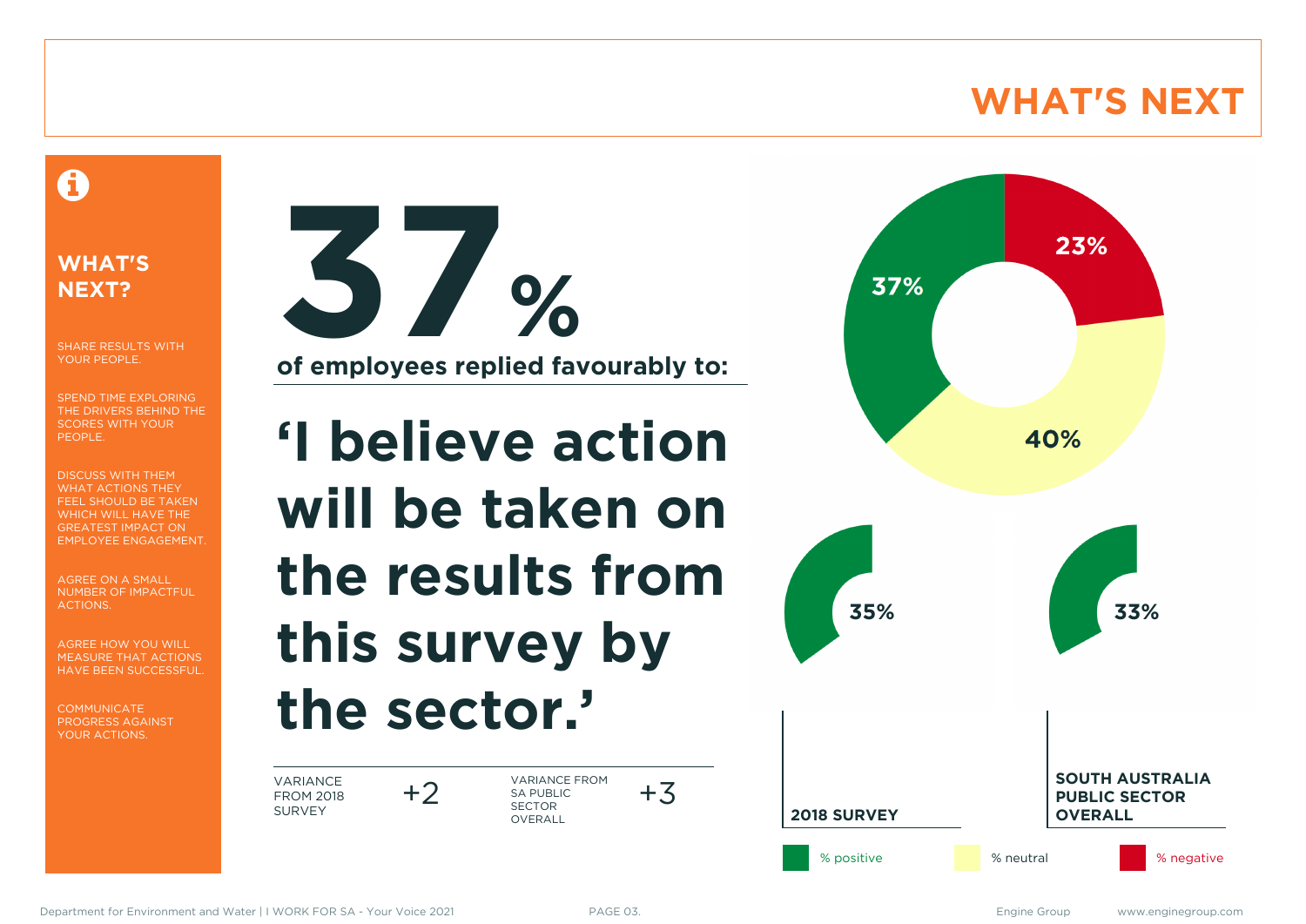# WHAT'S NEXT

## WHAT'S NEXT?

SHARE RESULTS WITH YOUR PEOPLE.

SPEND TIME EXPLORING THE DRIVERS BEHIND THE SCORES WITH YOUR PEOPLE.

DISCUSS WITH THEM WHAT ACTIONS THEY FEEL SHOULD BE TAKEN WHICH WILL HAVE THE GREATEST IMPACT ON EMPLOYEE ENGAGEMENT.

AGREE ON A SMALL NUMBER OF IMPACTFUL ACTIONS.

AGREE HOW YOU WILL MEASURE THAT ACTIONS HAVE BEEN SUCCESSFUL.

COMMUNICATE PROGRESS AGAINST YOUR ACTIONS.

**37%**

**of employees replied favourably to:**

# 'I believe action will be taken on the results from this survey by the sector.'

| VARIANCE FROM 2018 SURVEY | +2 | VARIANCE FROM SA PUBLIC SECTOR OVERALL | +3 |
|---|---|---|---|

| | % positive | % neutral | % negative |
|---|---|---|---|
| Current | 37% | 40% | 23% |
| 2018 SURVEY | 35% | | |
| SOUTH AUSTRALIA PUBLIC SECTOR OVERALL | 33% | | |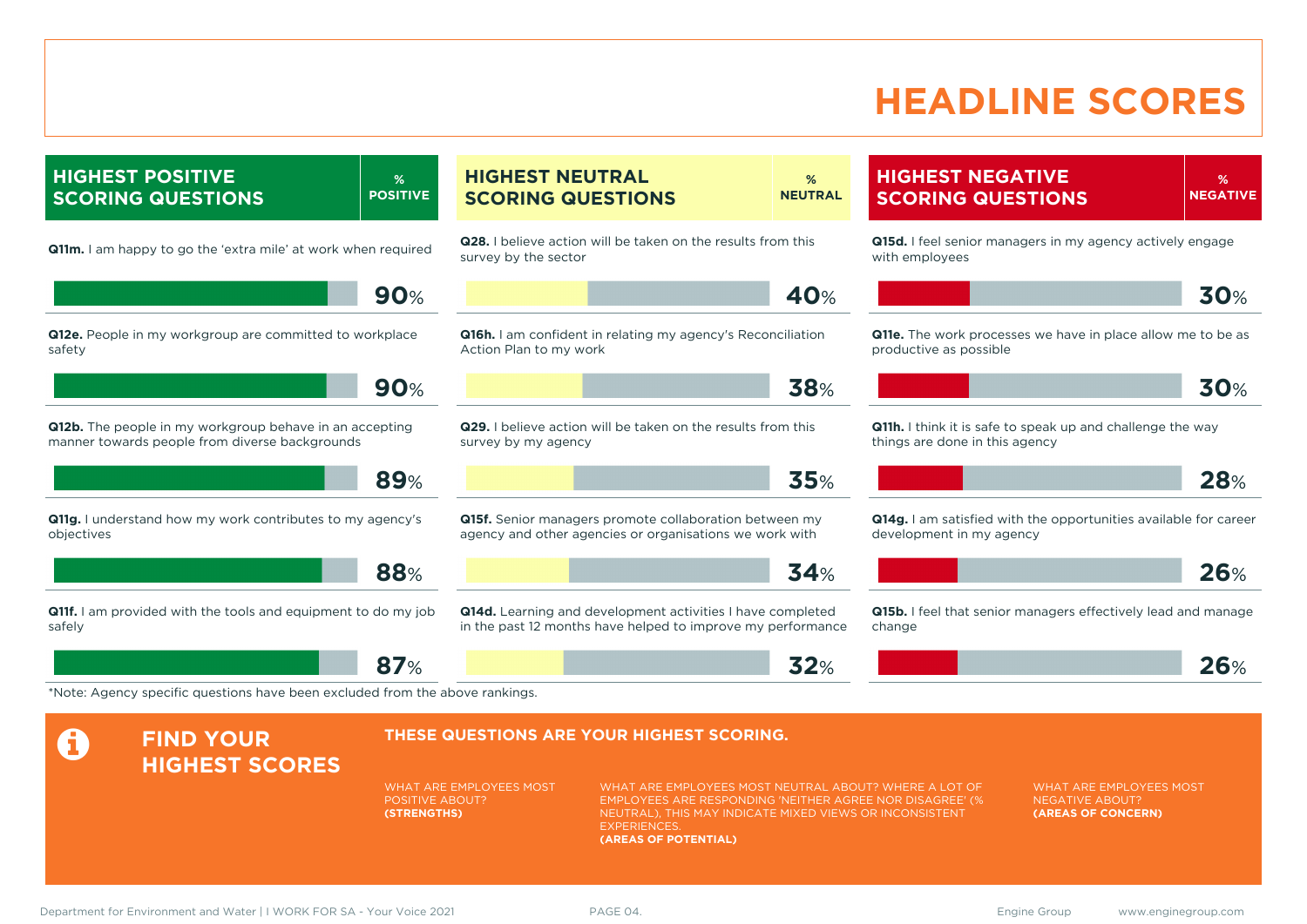# HEADLINE SCORES

## HIGHEST POSITIVE SCORING QUESTIONS

| Question | % POSITIVE |
| --- | --- |
| **Q11m.** I am happy to go the 'extra mile' at work when required | 90% |
| **Q12e.** People in my workgroup are committed to workplace safety | 90% |
| **Q12b.** The people in my workgroup behave in an accepting manner towards people from diverse backgrounds | 89% |
| **Q11g.** I understand how my work contributes to my agency's objectives | 88% |
| **Q11f.** I am provided with the tools and equipment to do my job safely | 87% |

## HIGHEST NEUTRAL SCORING QUESTIONS

| Question | % NEUTRAL |
| --- | --- |
| **Q28.** I believe action will be taken on the results from this survey by the sector | 40% |
| **Q16h.** I am confident in relating my agency's Reconciliation Action Plan to my work | 38% |
| **Q29.** I believe action will be taken on the results from this survey by my agency | 35% |
| **Q15f.** Senior managers promote collaboration between my agency and other agencies or organisations we work with | 34% |
| **Q14d.** Learning and development activities I have completed in the past 12 months have helped to improve my performance | 32% |

## HIGHEST NEGATIVE SCORING QUESTIONS

| Question | % NEGATIVE |
| --- | --- |
| **Q15d.** I feel senior managers in my agency actively engage with employees | 30% |
| **Q11e.** The work processes we have in place allow me to be as productive as possible | 30% |
| **Q11h.** I think it is safe to speak up and challenge the way things are done in this agency | 28% |
| **Q14g.** I am satisfied with the opportunities available for career development in my agency | 26% |
| **Q15b.** I feel that senior managers effectively lead and manage change | 26% |

*Note: Agency specific questions have been excluded from the above rankings.

## FIND YOUR HIGHEST SCORES

**THESE QUESTIONS ARE YOUR HIGHEST SCORING.**

WHAT ARE EMPLOYEES MOST POSITIVE ABOUT? **(STRENGTHS)**

WHAT ARE EMPLOYEES MOST NEUTRAL ABOUT? WHERE A LOT OF EMPLOYEES ARE RESPONDING 'NEITHER AGREE NOR DISAGREE' (% NEUTRAL), THIS MAY INDICATE MIXED VIEWS OR INCONSISTENT EXPERIENCES. **(AREAS OF POTENTIAL)**

WHAT ARE EMPLOYEES MOST NEGATIVE ABOUT? **(AREAS OF CONCERN)**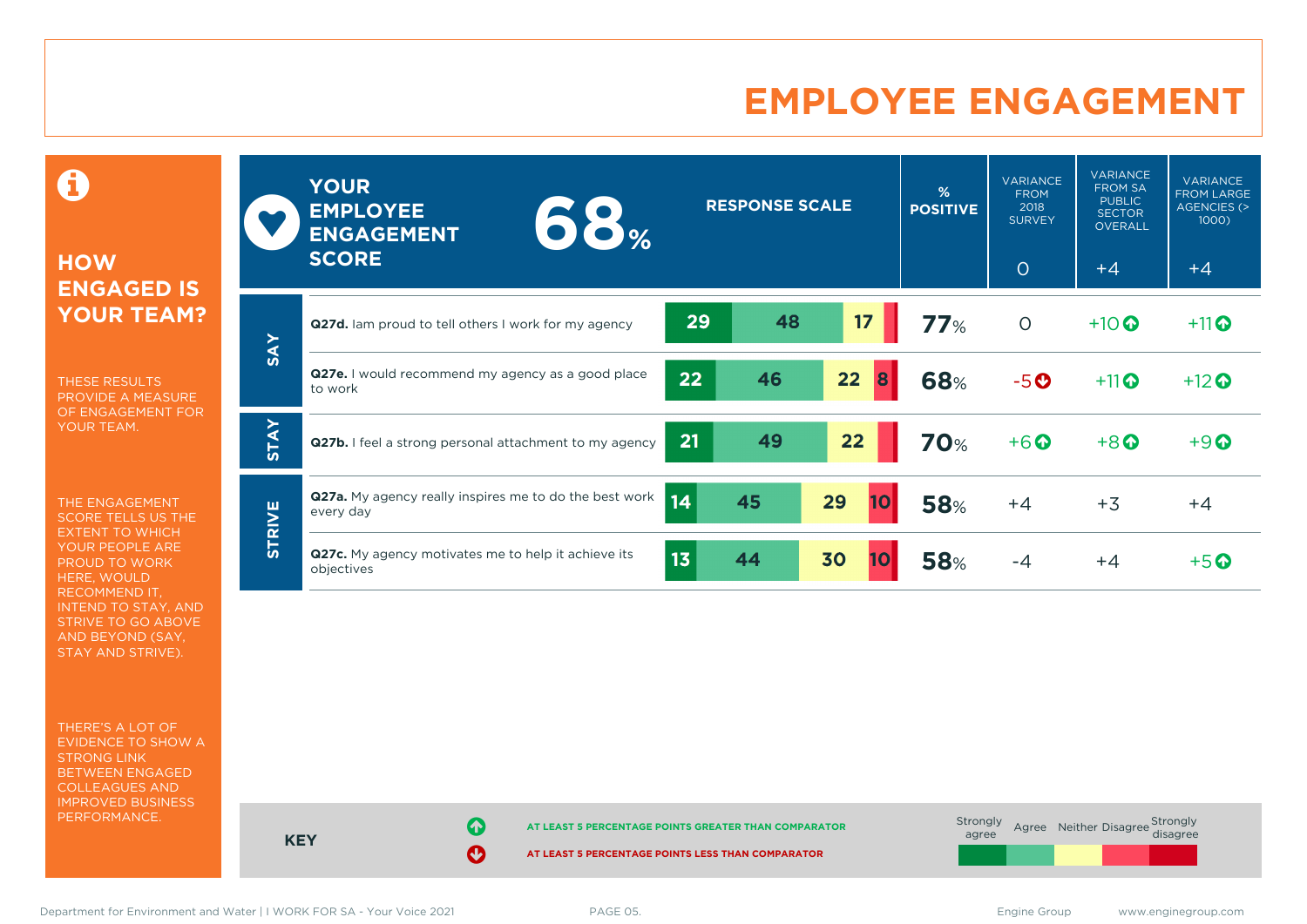# EMPLOYEE ENGAGEMENT

## HOW ENGAGED IS YOUR TEAM?

THESE RESULTS PROVIDE A MEASURE OF ENGAGEMENT FOR YOUR TEAM.

THE ENGAGEMENT SCORE TELLS US THE EXTENT TO WHICH YOUR PEOPLE ARE PROUD TO WORK HERE, WOULD RECOMMEND IT, INTEND TO STAY, AND STRIVE TO GO ABOVE AND BEYOND (SAY, STAY AND STRIVE).

THERE'S A LOT OF EVIDENCE TO SHOW A STRONG LINK BETWEEN ENGAGED COLLEAGUES AND IMPROVED BUSINESS PERFORMANCE.

**YOUR EMPLOYEE ENGAGEMENT SCORE: 68%**

| | Question | Strongly agree | Agree | Neither | Disagree | Strongly disagree | % POSITIVE | VARIANCE FROM 2018 SURVEY (0) | VARIANCE FROM SA PUBLIC SECTOR OVERALL (+4) | VARIANCE FROM LARGE AGENCIES (> 1000) (+4) |
|---|---|---|---|---|---|---|---|---|---|---|
| SAY | **Q27d.** Iam proud to tell others I work for my agency | 29 | 48 | 17 | | | 77% | 0 | +10 ↑ | +11 ↑ |
| SAY | **Q27e.** I would recommend my agency as a good place to work | 22 | 46 | 22 | 8 | | 68% | -5 ↓ | +11 ↑ | +12 ↑ |
| STAY | **Q27b.** I feel a strong personal attachment to my agency | 21 | 49 | 22 | | | 70% | +6 ↑ | +8 ↑ | +9 ↑ |
| STRIVE | **Q27a.** My agency really inspires me to do the best work every day | 14 | 45 | 29 | 10 | | 58% | +4 | +3 | +4 |
| STRIVE | **Q27c.** My agency motivates me to help it achieve its objectives | 13 | 44 | 30 | 10 | | 58% | -4 | +4 | +5 ↑ |

**KEY**

↑ AT LEAST 5 PERCENTAGE POINTS GREATER THAN COMPARATOR

↓ AT LEAST 5 PERCENTAGE POINTS LESS THAN COMPARATOR

Response scale: Strongly agree, Agree, Neither, Disagree, Strongly disagree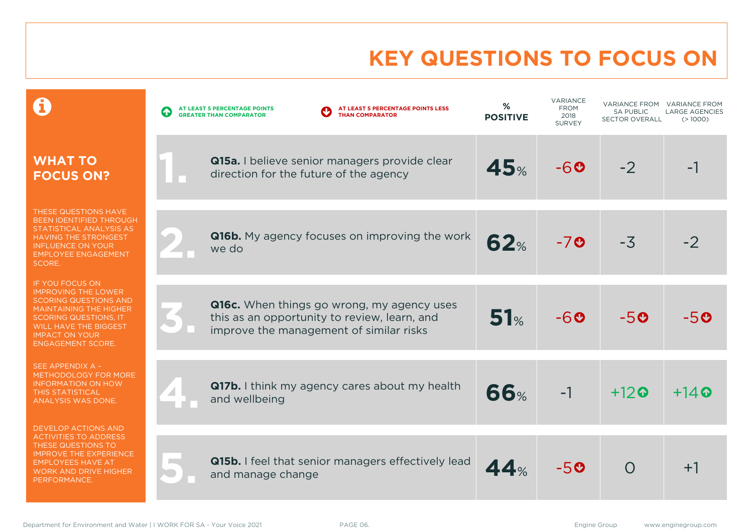# KEY QUESTIONS TO FOCUS ON

## WHAT TO FOCUS ON?

THESE QUESTIONS HAVE BEEN IDENTIFIED THROUGH STATISTICAL ANALYSIS AS HAVING THE STRONGEST INFLUENCE ON YOUR EMPLOYEE ENGAGEMENT SCORE.

IF YOU FOCUS ON IMPROVING THE LOWER SCORING QUESTIONS AND MAINTAINING THE HIGHER SCORING QUESTIONS, IT WILL HAVE THE BIGGEST IMPACT ON YOUR ENGAGEMENT SCORE.

SEE APPENDIX A – METHODOLOGY FOR MORE INFORMATION ON HOW THIS STATISTICAL ANALYSIS WAS DONE.

DEVELOP ACTIONS AND ACTIVITIES TO ADDRESS THESE QUESTIONS TO IMPROVE THE EXPERIENCE EMPLOYEES HAVE AT WORK AND DRIVE HIGHER PERFORMANCE.

↑ AT LEAST 5 PERCENTAGE POINTS GREATER THAN COMPARATOR

↓ AT LEAST 5 PERCENTAGE POINTS LESS THAN COMPARATOR

| | Question | % POSITIVE | VARIANCE FROM 2018 SURVEY | VARIANCE FROM SA PUBLIC SECTOR OVERALL | VARIANCE FROM LARGE AGENCIES (> 1000) |
|---|---|---|---|---|---|
| 1. | **Q15a.** I believe senior managers provide clear direction for the future of the agency | 45% | -6 ↓ | -2 | -1 |
| 2. | **Q16b.** My agency focuses on improving the work we do | 62% | -7 ↓ | -3 | -2 |
| 3. | **Q16c.** When things go wrong, my agency uses this as an opportunity to review, learn, and improve the management of similar risks | 51% | -6 ↓ | -5 ↓ | -5 ↓ |
| 4. | **Q17b.** I think my agency cares about my health and wellbeing | 66% | -1 | +12 ↑ | +14 ↑ |
| 5. | **Q15b.** I feel that senior managers effectively lead and manage change | 44% | -5 ↓ | 0 | +1 |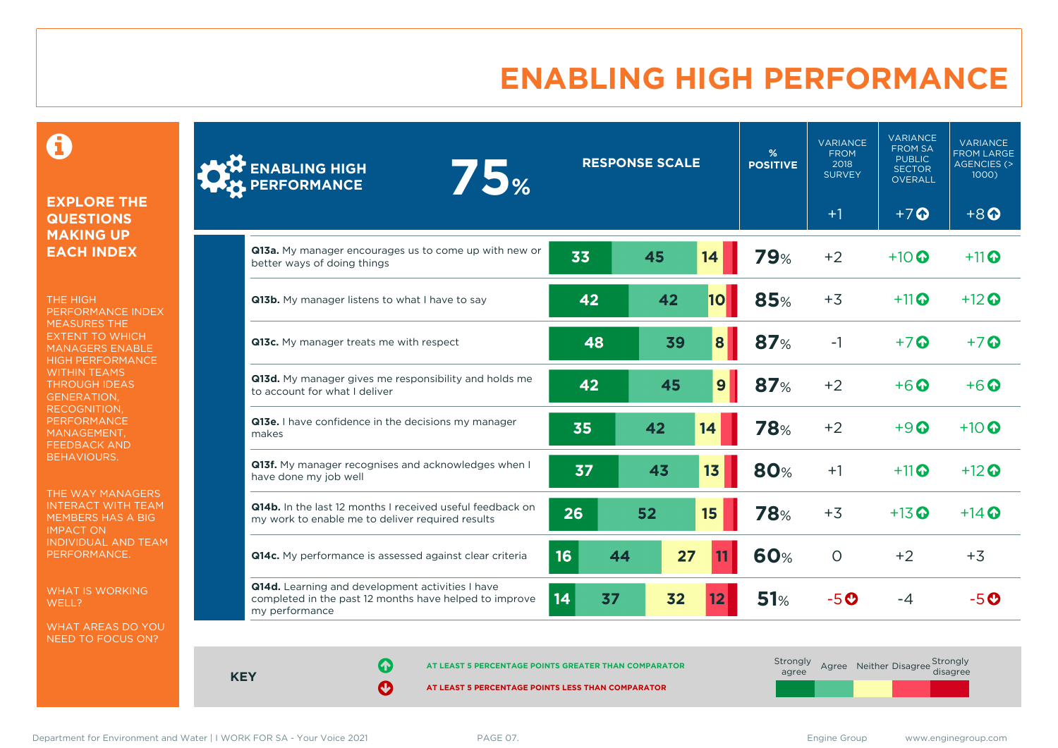# ENABLING HIGH PERFORMANCE

**EXPLORE THE QUESTIONS MAKING UP EACH INDEX**

THE HIGH PERFORMANCE INDEX MEASURES THE EXTENT TO WHICH MANAGERS ENABLE HIGH PERFORMANCE WITHIN TEAMS THROUGH IDEAS GENERATION, RECOGNITION, PERFORMANCE MANAGEMENT, FEEDBACK AND BEHAVIOURS.

THE WAY MANAGERS INTERACT WITH TEAM MEMBERS HAS A BIG IMPACT ON INDIVIDUAL AND TEAM PERFORMANCE.

WHAT IS WORKING WELL?

WHAT AREAS DO YOU NEED TO FOCUS ON?

## ENABLING HIGH PERFORMANCE 75%

| Question | Strongly agree | Agree | Neither | Disagree / Strongly disagree | % Positive | Variance from 2018 survey (+1) | Variance from SA Public Sector overall (+7 ↑) | Variance from large agencies (> 1000) (+8 ↑) |
|---|---|---|---|---|---|---|---|---|
| **Q13a.** My manager encourages us to come up with new or better ways of doing things | 33 | 45 | 14 | | 79% | +2 | +10 ↑ | +11 ↑ |
| **Q13b.** My manager listens to what I have to say | 42 | 42 | 10 | | 85% | +3 | +11 ↑ | +12 ↑ |
| **Q13c.** My manager treats me with respect | 48 | 39 | 8 | | 87% | -1 | +7 ↑ | +7 ↑ |
| **Q13d.** My manager gives me responsibility and holds me to account for what I deliver | 42 | 45 | 9 | | 87% | +2 | +6 ↑ | +6 ↑ |
| **Q13e.** I have confidence in the decisions my manager makes | 35 | 42 | 14 | | 78% | +2 | +9 ↑ | +10 ↑ |
| **Q13f.** My manager recognises and acknowledges when I have done my job well | 37 | 43 | 13 | | 80% | +1 | +11 ↑ | +12 ↑ |
| **Q14b.** In the last 12 months I received useful feedback on my work to enable me to deliver required results | 26 | 52 | 15 | | 78% | +3 | +13 ↑ | +14 ↑ |
| **Q14c.** My performance is assessed against clear criteria | 16 | 44 | 27 | 11 | 60% | 0 | +2 | +3 |
| **Q14d.** Learning and development activities I have completed in the past 12 months have helped to improve my performance | 14 | 37 | 32 | 12 | 51% | -5 ↓ | -4 | -5 ↓ |

**KEY**

↑ AT LEAST 5 PERCENTAGE POINTS GREATER THAN COMPARATOR

↓ AT LEAST 5 PERCENTAGE POINTS LESS THAN COMPARATOR

Response scale: Strongly agree, Agree, Neither, Disagree, Strongly disagree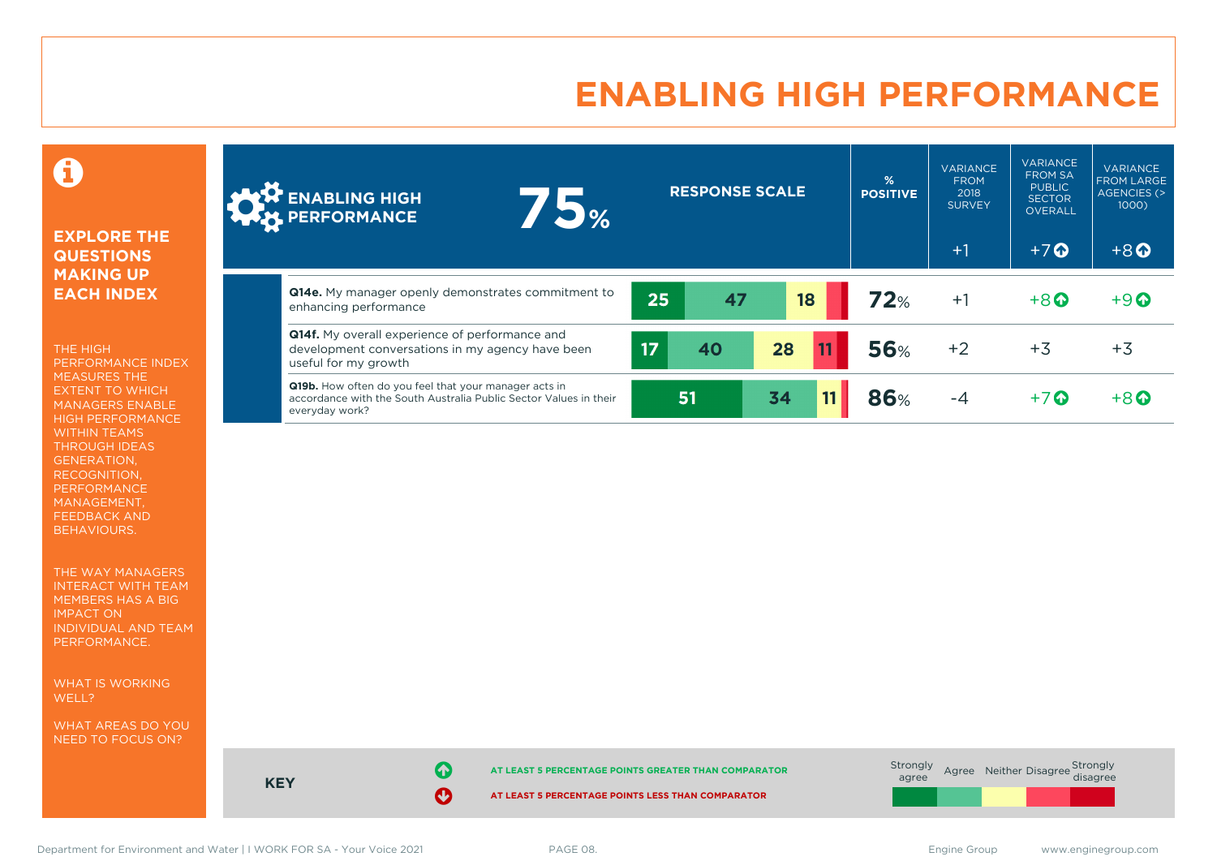# ENABLING HIGH PERFORMANCE

**EXPLORE THE QUESTIONS MAKING UP EACH INDEX**

THE HIGH PERFORMANCE INDEX MEASURES THE EXTENT TO WHICH MANAGERS ENABLE HIGH PERFORMANCE WITHIN TEAMS THROUGH IDEAS GENERATION, RECOGNITION, PERFORMANCE MANAGEMENT, FEEDBACK AND BEHAVIOURS.

THE WAY MANAGERS INTERACT WITH TEAM MEMBERS HAS A BIG IMPACT ON INDIVIDUAL AND TEAM PERFORMANCE.

WHAT IS WORKING WELL?

WHAT AREAS DO YOU NEED TO FOCUS ON?

| ENABLING HIGH PERFORMANCE 75% | RESPONSE SCALE (Strongly agree / Agree / Neither / Disagree / Strongly disagree) | % POSITIVE | VARIANCE FROM 2018 SURVEY | VARIANCE FROM SA PUBLIC SECTOR OVERALL | VARIANCE FROM LARGE AGENCIES (> 1000) |
|---|---|---|---|---|---|
| Index | | | +1 | +7 ⬆ | +8 ⬆ |
| **Q14e.** My manager openly demonstrates commitment to enhancing performance | 25 / 47 / 18 / – / – | 72% | +1 | +8 ⬆ | +9 ⬆ |
| **Q14f.** My overall experience of performance and development conversations in my agency have been useful for my growth | 17 / 40 / 28 / 11 / – | 56% | +2 | +3 | +3 |
| **Q19b.** How often do you feel that your manager acts in accordance with the South Australia Public Sector Values in their everyday work? | 51 / 34 / 11 / – / – | 86% | -4 | +7 ⬆ | +8 ⬆ |

**KEY**

⬆ AT LEAST 5 PERCENTAGE POINTS GREATER THAN COMPARATOR

⬇ AT LEAST 5 PERCENTAGE POINTS LESS THAN COMPARATOR

Strongly agree | Agree | Neither | Disagree | Strongly disagree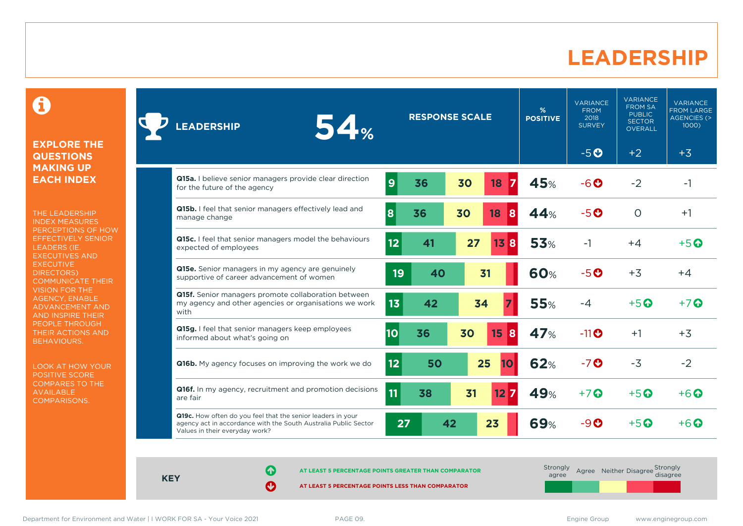# LEADERSHIP

**EXPLORE THE QUESTIONS MAKING UP EACH INDEX**

THE LEADERSHIP INDEX MEASURES PERCEPTIONS OF HOW EFFECTIVELY SENIOR LEADERS (IE. EXECUTIVES AND EXECUTIVE DIRECTORS) COMMUNICATE THEIR VISION FOR THE AGENCY, ENABLE ADVANCEMENT AND AND INSPIRE THEIR PEOPLE THROUGH THEIR ACTIONS AND BEHAVIOURS.

LOOK AT HOW YOUR POSITIVE SCORE COMPARES TO THE AVAILABLE COMPARISONS.

| LEADERSHIP 54% | Strongly agree | Agree | Neither | Disagree | Strongly disagree | % POSITIVE | VARIANCE FROM 2018 SURVEY | VARIANCE FROM SA PUBLIC SECTOR OVERALL | VARIANCE FROM LARGE AGENCIES (> 1000) |
|---|---|---|---|---|---|---|---|---|---|
| **Leadership index** | | | | | | 54% | -5 ↓ | +2 | +3 |
| **Q15a.** I believe senior managers provide clear direction for the future of the agency | 9 | 36 | 30 | 18 | 7 | 45% | -6 ↓ | -2 | -1 |
| **Q15b.** I feel that senior managers effectively lead and manage change | 8 | 36 | 30 | 18 | 8 | 44% | -5 ↓ | 0 | +1 |
| **Q15c.** I feel that senior managers model the behaviours expected of employees | 12 | 41 | 27 | 13 | 8 | 53% | -1 | +4 | +5 ↑ |
| **Q15e.** Senior managers in my agency are genuinely supportive of career advancement of women | 19 | 40 | 31 | | | 60% | -5 ↓ | +3 | +4 |
| **Q15f.** Senior managers promote collaboration between my agency and other agencies or organisations we work with | 13 | 42 | 34 | 7 | | 55% | -4 | +5 ↑ | +7 ↑ |
| **Q15g.** I feel that senior managers keep employees informed about what's going on | 10 | 36 | 30 | 15 | 8 | 47% | -11 ↓ | +1 | +3 |
| **Q16b.** My agency focuses on improving the work we do | 12 | 50 | 25 | 10 | | 62% | -7 ↓ | -3 | -2 |
| **Q16f.** In my agency, recruitment and promotion decisions are fair | 11 | 38 | 31 | 12 | 7 | 49% | +7 ↑ | +5 ↑ | +6 ↑ |
| **Q19c.** How often do you feel that the senior leaders in your agency act in accordance with the South Australia Public Sector Values in their everyday work? | 27 | 42 | 23 | | | 69% | -9 ↓ | +5 ↑ | +6 ↑ |

**KEY**

↑ AT LEAST 5 PERCENTAGE POINTS GREATER THAN COMPARATOR

↓ AT LEAST 5 PERCENTAGE POINTS LESS THAN COMPARATOR

Response scale: Strongly agree, Agree, Neither, Disagree, Strongly disagree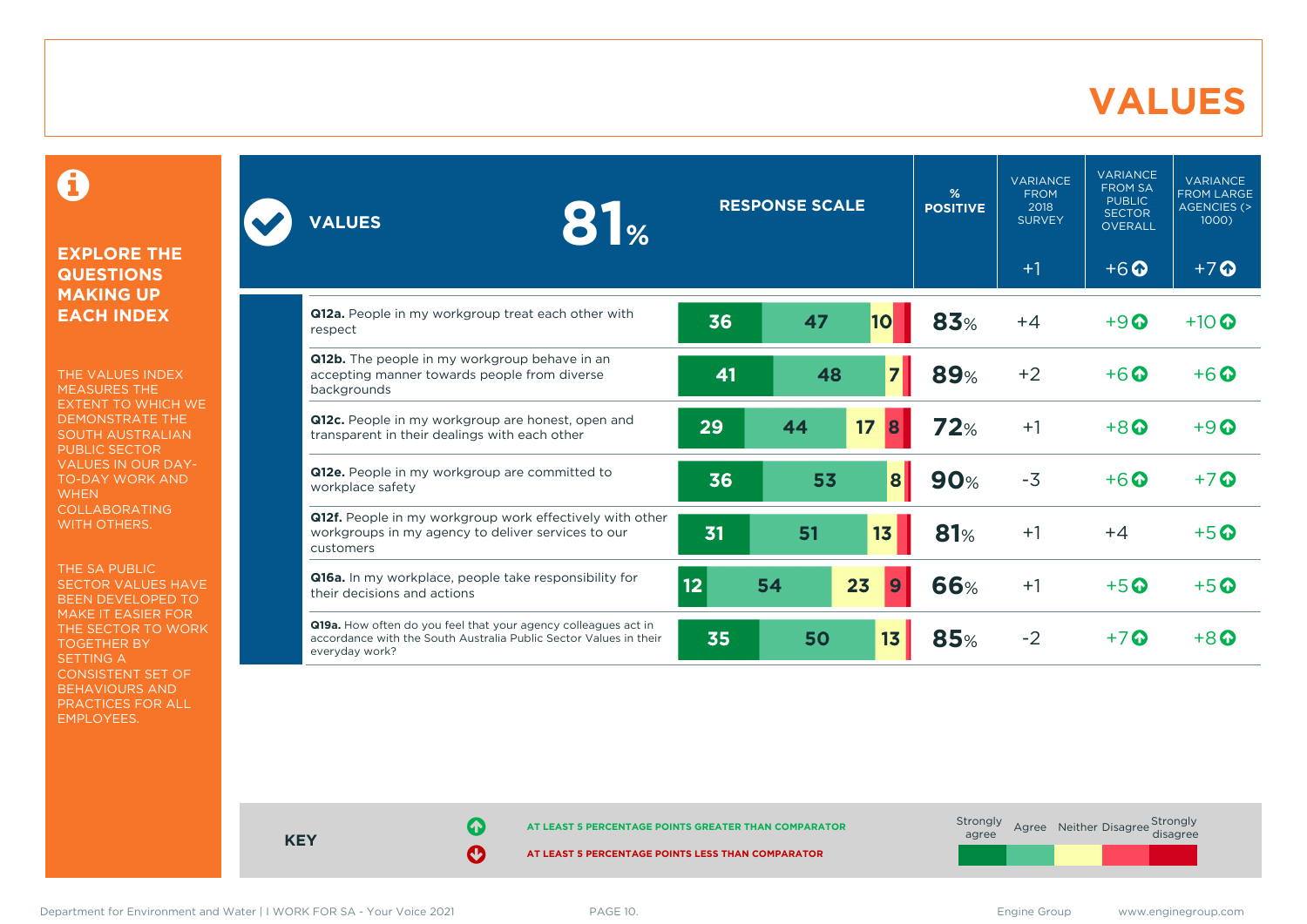# VALUES

## EXPLORE THE QUESTIONS MAKING UP EACH INDEX

THE VALUES INDEX MEASURES THE EXTENT TO WHICH WE DEMONSTRATE THE SOUTH AUSTRALIAN PUBLIC SECTOR VALUES IN OUR DAY-TO-DAY WORK AND WHEN COLLABORATING WITH OTHERS.

THE SA PUBLIC SECTOR VALUES HAVE BEEN DEVELOPED TO MAKE IT EASIER FOR THE SECTOR TO WORK TOGETHER BY SETTING A CONSISTENT SET OF BEHAVIOURS AND PRACTICES FOR ALL EMPLOYEES.

| VALUES 81% | Strongly agree | Agree | Neither | Disagree | Strongly disagree | % POSITIVE | VARIANCE FROM 2018 SURVEY | VARIANCE FROM SA PUBLIC SECTOR OVERALL | VARIANCE FROM LARGE AGENCIES (> 1000) |
|---|---|---|---|---|---|---|---|---|---|
| | | | | | | | +1 | +6 ↑ | +7 ↑ |
| **Q12a.** People in my workgroup treat each other with respect | 36 | 47 | 10 | | | 83% | +4 | +9 ↑ | +10 ↑ |
| **Q12b.** The people in my workgroup behave in an accepting manner towards people from diverse backgrounds | 41 | 48 | 7 | | | 89% | +2 | +6 ↑ | +6 ↑ |
| **Q12c.** People in my workgroup are honest, open and transparent in their dealings with each other | 29 | 44 | 17 | 8 | | 72% | +1 | +8 ↑ | +9 ↑ |
| **Q12e.** People in my workgroup are committed to workplace safety | 36 | 53 | 8 | | | 90% | -3 | +6 ↑ | +7 ↑ |
| **Q12f.** People in my workgroup work effectively with other workgroups in my agency to deliver services to our customers | 31 | 51 | 13 | | | 81% | +1 | +4 | +5 ↑ |
| **Q16a.** In my workplace, people take responsibility for their decisions and actions | 12 | 54 | 23 | 9 | | 66% | +1 | +5 ↑ | +5 ↑ |
| **Q19a.** How often do you feel that your agency colleagues act in accordance with the South Australia Public Sector Values in their everyday work? | 35 | 50 | 13 | | | 85% | -2 | +7 ↑ | +8 ↑ |

**KEY**

↑ AT LEAST 5 PERCENTAGE POINTS GREATER THAN COMPARATOR

↓ AT LEAST 5 PERCENTAGE POINTS LESS THAN COMPARATOR

Strongly agree | Agree | Neither | Disagree | Strongly disagree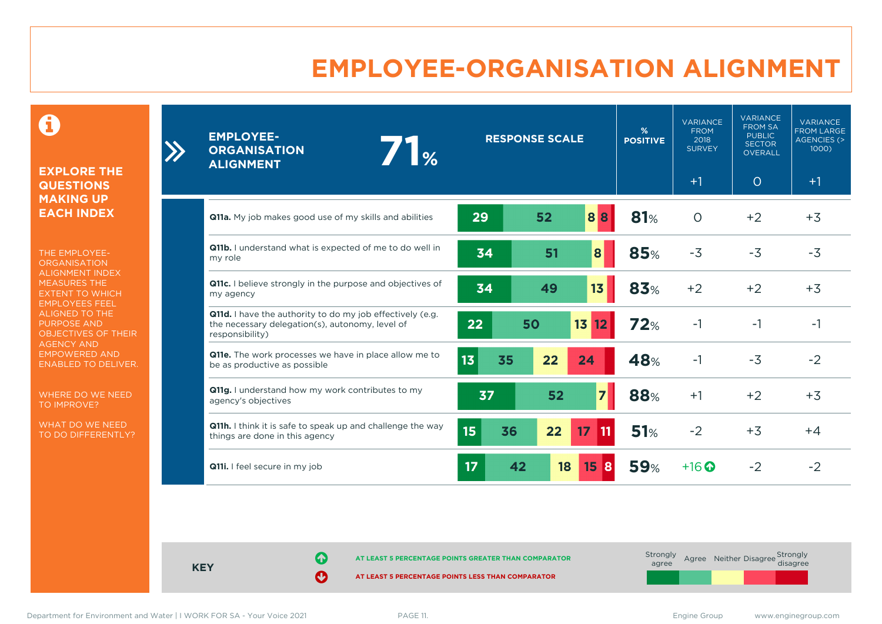# EMPLOYEE-ORGANISATION ALIGNMENT

**EXPLORE THE QUESTIONS MAKING UP EACH INDEX**

THE EMPLOYEE-ORGANISATION ALIGNMENT INDEX MEASURES THE EXTENT TO WHICH EMPLOYEES FEEL ALIGNED TO THE PURPOSE AND OBJECTIVES OF THEIR AGENCY AND EMPOWERED AND ENABLED TO DELIVER.

WHERE DO WE NEED TO IMPROVE?

WHAT DO WE NEED TO DO DIFFERENTLY?

**EMPLOYEE-ORGANISATION ALIGNMENT 71%**

| Question | Strongly agree | Agree | Neither | Disagree | Strongly disagree | % POSITIVE | VARIANCE FROM 2018 SURVEY (+1) | VARIANCE FROM SA PUBLIC SECTOR OVERALL (0) | VARIANCE FROM LARGE AGENCIES (> 1000) (+1) |
|---|---|---|---|---|---|---|---|---|---|
| **Q11a.** My job makes good use of my skills and abilities | 29 | 52 | 8 | 8 | | 81% | 0 | +2 | +3 |
| **Q11b.** I understand what is expected of me to do well in my role | 34 | 51 | 8 | | | 85% | -3 | -3 | -3 |
| **Q11c.** I believe strongly in the purpose and objectives of my agency | 34 | 49 | 13 | | | 83% | +2 | +2 | +3 |
| **Q11d.** I have the authority to do my job effectively (e.g. the necessary delegation(s), autonomy, level of responsibility) | 22 | 50 | 13 | 12 | | 72% | -1 | -1 | -1 |
| **Q11e.** The work processes we have in place allow me to be as productive as possible | 13 | 35 | 22 | 24 | | 48% | -1 | -3 | -2 |
| **Q11g.** I understand how my work contributes to my agency's objectives | 37 | 52 | 7 | | | 88% | +1 | +2 | +3 |
| **Q11h.** I think it is safe to speak up and challenge the way things are done in this agency | 15 | 36 | 22 | 17 | 11 | 51% | -2 | +3 | +4 |
| **Q11i.** I feel secure in my job | 17 | 42 | 18 | 15 | 8 | 59% | +16 ↑ | -2 | -2 |

**KEY**

↑ AT LEAST 5 PERCENTAGE POINTS GREATER THAN COMPARATOR

↓ AT LEAST 5 PERCENTAGE POINTS LESS THAN COMPARATOR

Strongly agree | Agree | Neither | Disagree | Strongly disagree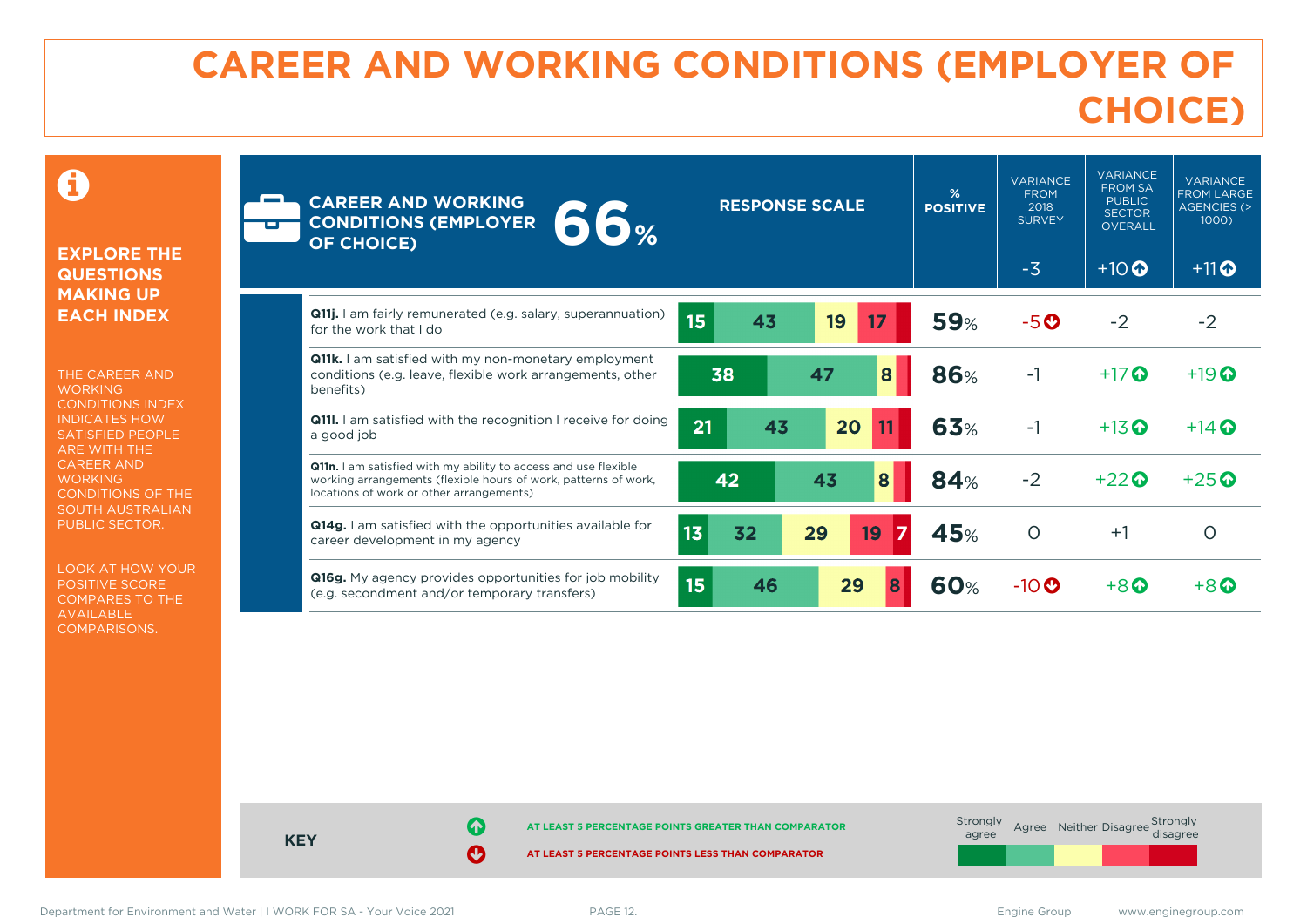# CAREER AND WORKING CONDITIONS (EMPLOYER OF CHOICE)

**EXPLORE THE QUESTIONS MAKING UP EACH INDEX**

THE CAREER AND WORKING CONDITIONS INDEX INDICATES HOW SATISFIED PEOPLE ARE WITH THE CAREER AND WORKING CONDITIONS OF THE SOUTH AUSTRALIAN PUBLIC SECTOR.

LOOK AT HOW YOUR POSITIVE SCORE COMPARES TO THE AVAILABLE COMPARISONS.

## CAREER AND WORKING CONDITIONS (EMPLOYER OF CHOICE) 66%

| Question | Strongly agree | Agree | Neither | Disagree | Strongly disagree | % POSITIVE | VARIANCE FROM 2018 SURVEY | VARIANCE FROM SA PUBLIC SECTOR OVERALL | VARIANCE FROM LARGE AGENCIES (> 1000) |
|---|---|---|---|---|---|---|---|---|---|
| **Index overall** | | | | | | 66% | -3 | +10 ↑ | +11 ↑ |
| **Q11j.** I am fairly remunerated (e.g. salary, superannuation) for the work that I do | 15 | 43 | 19 | 17 | | 59% | -5 ↓ | -2 | -2 |
| **Q11k.** I am satisfied with my non-monetary employment conditions (e.g. leave, flexible work arrangements, other benefits) | 38 | 47 | 8 | | | 86% | -1 | +17 ↑ | +19 ↑ |
| **Q11l.** I am satisfied with the recognition I receive for doing a good job | 21 | 43 | 20 | 11 | | 63% | -1 | +13 ↑ | +14 ↑ |
| **Q11n.** I am satisfied with my ability to access and use flexible working arrangements (flexible hours of work, patterns of work, locations of work or other arrangements) | 42 | 43 | 8 | | | 84% | -2 | +22 ↑ | +25 ↑ |
| **Q14g.** I am satisfied with the opportunities available for career development in my agency | 13 | 32 | 29 | 19 | 7 | 45% | 0 | +1 | 0 |
| **Q16g.** My agency provides opportunities for job mobility (e.g. secondment and/or temporary transfers) | 15 | 46 | 29 | 8 | | 60% | -10 ↓ | +8 ↑ | +8 ↑ |

**KEY**

↑ AT LEAST 5 PERCENTAGE POINTS GREATER THAN COMPARATOR

↓ AT LEAST 5 PERCENTAGE POINTS LESS THAN COMPARATOR

Response scale: Strongly agree, Agree, Neither, Disagree, Strongly disagree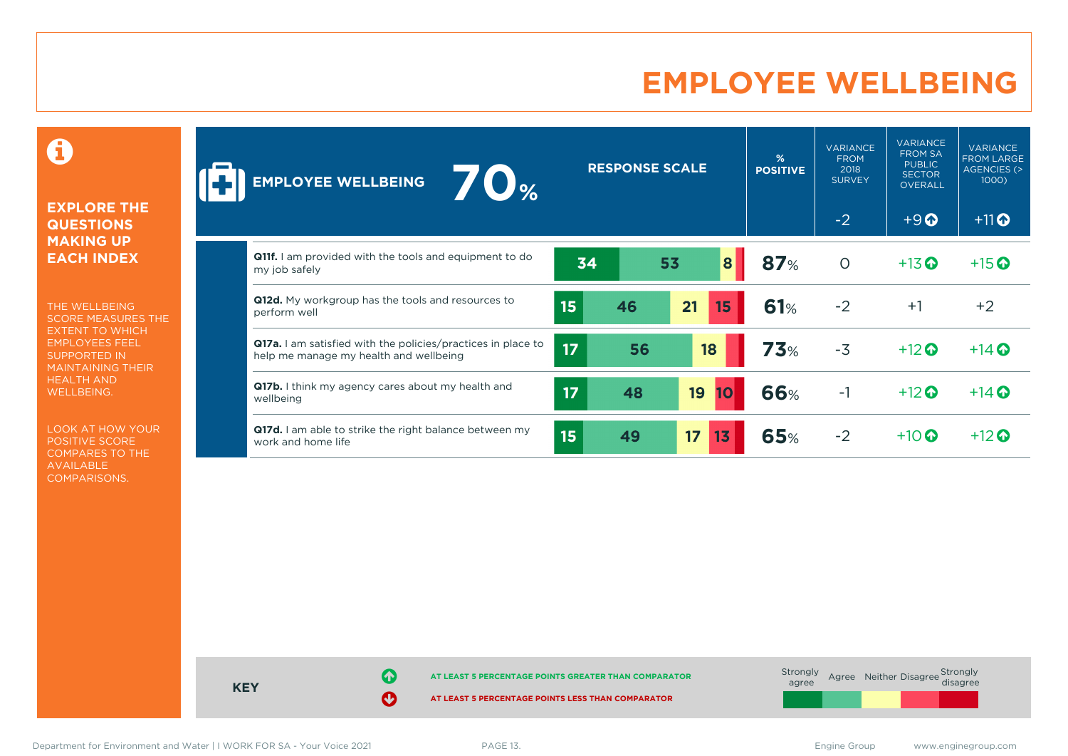# EMPLOYEE WELLBEING

**EXPLORE THE QUESTIONS MAKING UP EACH INDEX**

THE WELLBEING SCORE MEASURES THE EXTENT TO WHICH EMPLOYEES FEEL SUPPORTED IN MAINTAINING THEIR HEALTH AND WELLBEING.

LOOK AT HOW YOUR POSITIVE SCORE COMPARES TO THE AVAILABLE COMPARISONS.

| EMPLOYEE WELLBEING 70% | RESPONSE SCALE (Strongly agree / Agree / Neither / Disagree / Strongly disagree) | % POSITIVE | VARIANCE FROM 2018 SURVEY | VARIANCE FROM SA PUBLIC SECTOR OVERALL | VARIANCE FROM LARGE AGENCIES (> 1000) |
|---|---|---|---|---|---|
| | | | -2 | +9 ⬆ | +11 ⬆ |
| **Q11f.** I am provided with the tools and equipment to do my job safely | 34 / 53 / 8 / | 87% | 0 | +13 ⬆ | +15 ⬆ |
| **Q12d.** My workgroup has the tools and resources to perform well | 15 / 46 / 21 / 15 / | 61% | -2 | +1 | +2 |
| **Q17a.** I am satisfied with the policies/practices in place to help me manage my health and wellbeing | 17 / 56 / 18 / / | 73% | -3 | +12 ⬆ | +14 ⬆ |
| **Q17b.** I think my agency cares about my health and wellbeing | 17 / 48 / 19 / 10 / | 66% | -1 | +12 ⬆ | +14 ⬆ |
| **Q17d.** I am able to strike the right balance between my work and home life | 15 / 49 / 17 / 13 / | 65% | -2 | +10 ⬆ | +12 ⬆ |

**KEY**

⬆ AT LEAST 5 PERCENTAGE POINTS GREATER THAN COMPARATOR

⬇ AT LEAST 5 PERCENTAGE POINTS LESS THAN COMPARATOR

Strongly agree | Agree | Neither | Disagree | Strongly disagree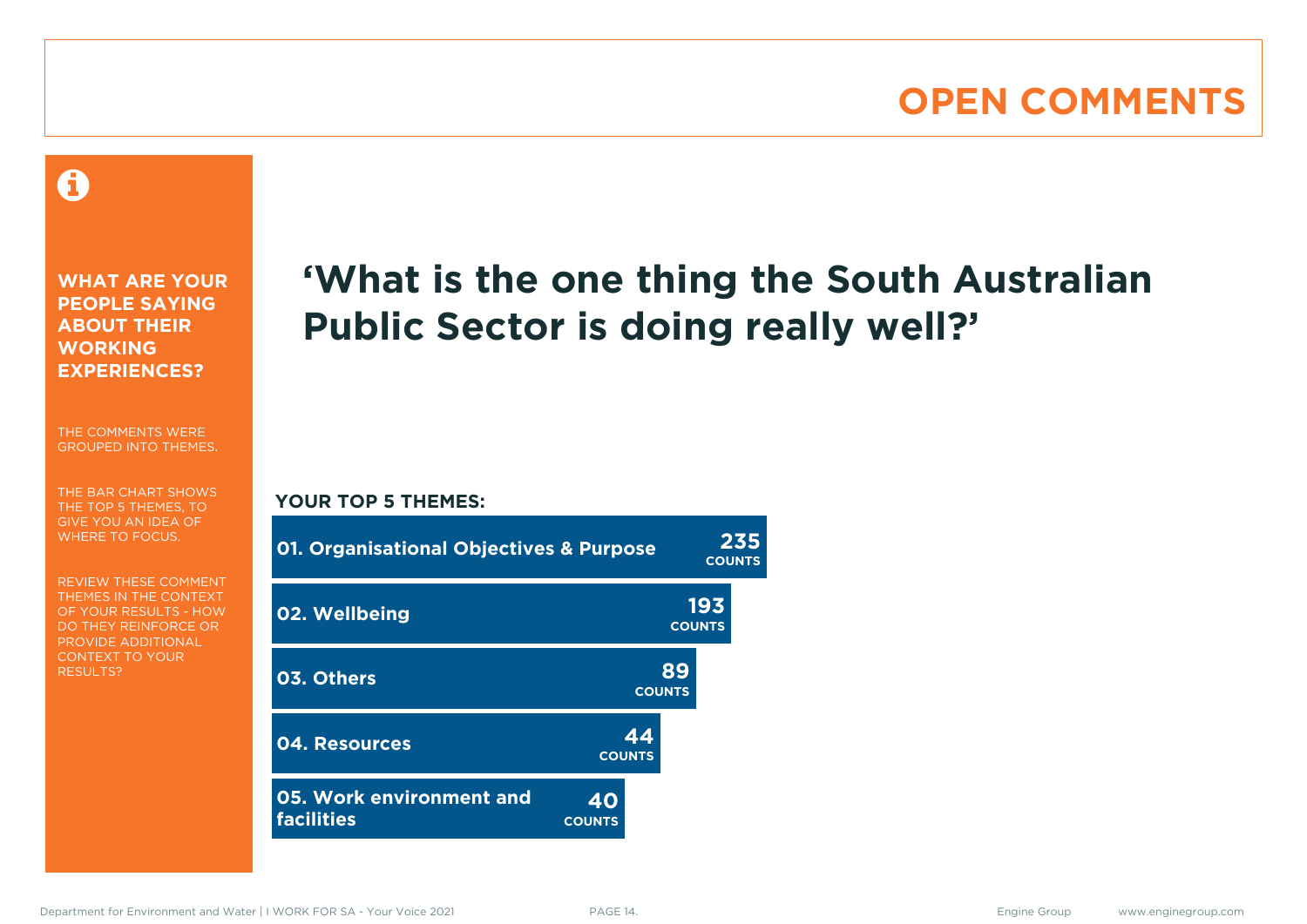# OPEN COMMENTS

**WHAT ARE YOUR PEOPLE SAYING ABOUT THEIR WORKING EXPERIENCES?**

THE COMMENTS WERE GROUPED INTO THEMES.

THE BAR CHART SHOWS THE TOP 5 THEMES, TO GIVE YOU AN IDEA OF WHERE TO FOCUS.

REVIEW THESE COMMENT THEMES IN THE CONTEXT OF YOUR RESULTS - HOW DO THEY REINFORCE OR PROVIDE ADDITIONAL CONTEXT TO YOUR RESULTS?

## ‘What is the one thing the South Australian Public Sector is doing really well?’

**YOUR TOP 5 THEMES:**

| Theme | Counts |
| --- | --- |
| 01. Organisational Objectives & Purpose | 235 |
| 02. Wellbeing | 193 |
| 03. Others | 89 |
| 04. Resources | 44 |
| 05. Work environment and facilities | 40 |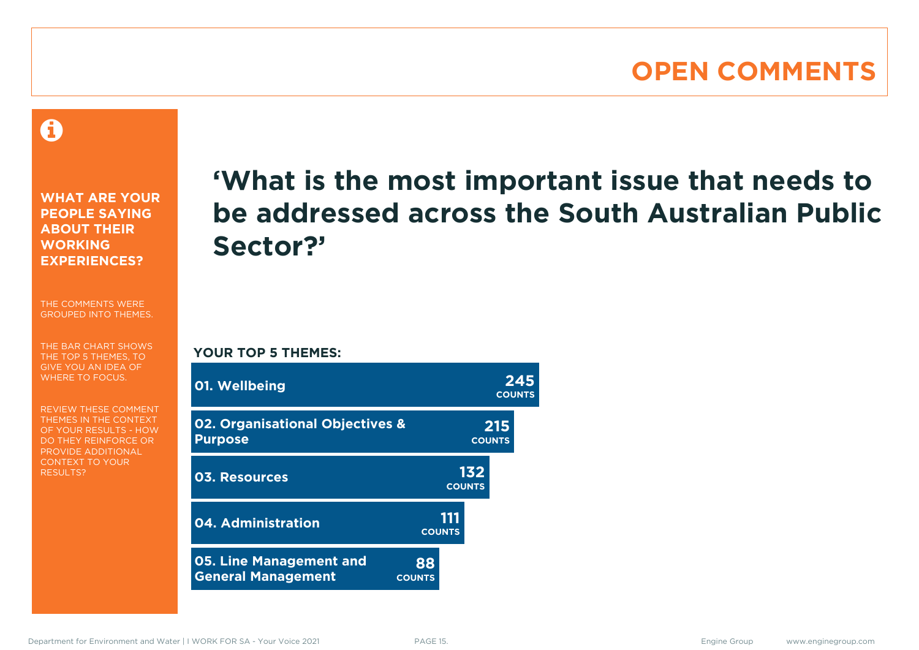# OPEN COMMENTS

**WHAT ARE YOUR PEOPLE SAYING ABOUT THEIR WORKING EXPERIENCES?**

THE COMMENTS WERE GROUPED INTO THEMES.

THE BAR CHART SHOWS THE TOP 5 THEMES, TO GIVE YOU AN IDEA OF WHERE TO FOCUS.

REVIEW THESE COMMENT THEMES IN THE CONTEXT OF YOUR RESULTS - HOW DO THEY REINFORCE OR PROVIDE ADDITIONAL CONTEXT TO YOUR RESULTS?

## ‘What is the most important issue that needs to be addressed across the South Australian Public Sector?’

**YOUR TOP 5 THEMES:**

| Theme | Counts |
|---|---|
| 01. Wellbeing | 245 |
| 02. Organisational Objectives & Purpose | 215 |
| 03. Resources | 132 |
| 04. Administration | 111 |
| 05. Line Management and General Management | 88 |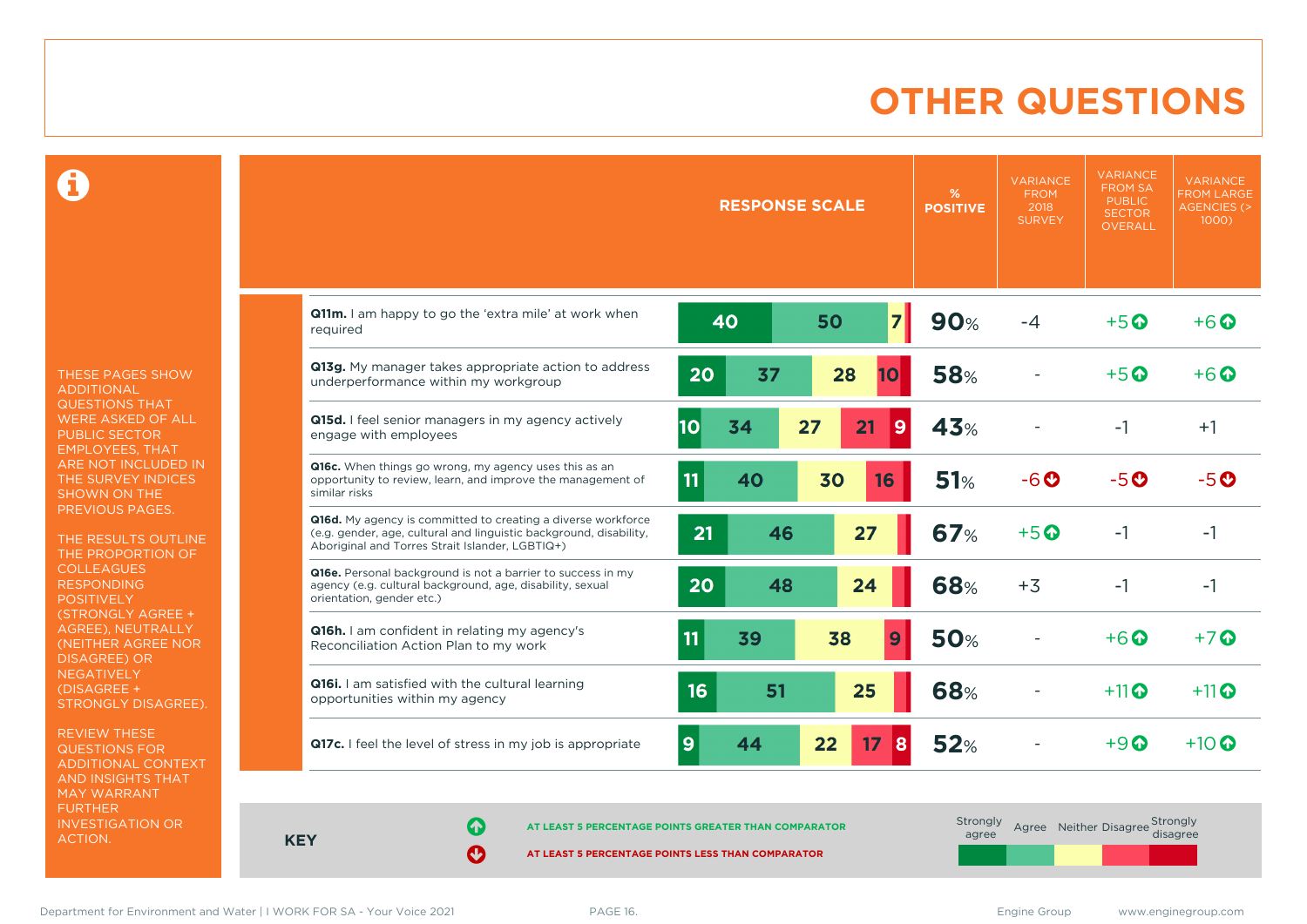# OTHER QUESTIONS

THESE PAGES SHOW ADDITIONAL QUESTIONS THAT WERE ASKED OF ALL PUBLIC SECTOR EMPLOYEES, THAT ARE NOT INCLUDED IN THE SURVEY INDICES SHOWN ON THE PREVIOUS PAGES.

THE RESULTS OUTLINE THE PROPORTION OF COLLEAGUES RESPONDING POSITIVELY (STRONGLY AGREE + AGREE), NEUTRALLY (NEITHER AGREE NOR DISAGREE) OR NEGATIVELY (DISAGREE + STRONGLY DISAGREE).

REVIEW THESE QUESTIONS FOR ADDITIONAL CONTEXT AND INSIGHTS THAT MAY WARRANT FURTHER INVESTIGATION OR ACTION.

| Question | Strongly agree | Agree | Neither | Disagree | Strongly disagree | % POSITIVE | VARIANCE FROM 2018 SURVEY | VARIANCE FROM SA PUBLIC SECTOR OVERALL | VARIANCE FROM LARGE AGENCIES (> 1000) |
|---|---|---|---|---|---|---|---|---|---|
| **Q11m.** I am happy to go the 'extra mile' at work when required | 40 | 50 | 7 | | | 90% | -4 | +5 ↑ | +6 ↑ |
| **Q13g.** My manager takes appropriate action to address underperformance within my workgroup | 20 | 37 | 28 | 10 | | 58% | - | +5 ↑ | +6 ↑ |
| **Q15d.** I feel senior managers in my agency actively engage with employees | 10 | 34 | 27 | 21 | 9 | 43% | - | -1 | +1 |
| **Q16c.** When things go wrong, my agency uses this as an opportunity to review, learn, and improve the management of similar risks | 11 | 40 | 30 | 16 | | 51% | -6 ↓ | -5 ↓ | -5 ↓ |
| **Q16d.** My agency is committed to creating a diverse workforce (e.g. gender, age, cultural and linguistic background, disability, Aboriginal and Torres Strait Islander, LGBTIQ+) | 21 | 46 | 27 | | | 67% | +5 ↑ | -1 | -1 |
| **Q16e.** Personal background is not a barrier to success in my agency (e.g. cultural background, age, disability, sexual orientation, gender etc.) | 20 | 48 | 24 | | | 68% | +3 | -1 | -1 |
| **Q16h.** I am confident in relating my agency's Reconciliation Action Plan to my work | 11 | 39 | 38 | 9 | | 50% | - | +6 ↑ | +7 ↑ |
| **Q16i.** I am satisfied with the cultural learning opportunities within my agency | 16 | 51 | 25 | | | 68% | - | +11 ↑ | +11 ↑ |
| **Q17c.** I feel the level of stress in my job is appropriate | 9 | 44 | 22 | 17 | 8 | 52% | - | +9 ↑ | +10 ↑ |

**KEY**

↑ AT LEAST 5 PERCENTAGE POINTS GREATER THAN COMPARATOR

↓ AT LEAST 5 PERCENTAGE POINTS LESS THAN COMPARATOR

Response scale: Strongly agree, Agree, Neither, Disagree, Strongly disagree

Department for Environment and Water | I WORK FOR SA - Your Voice 2021 | Engine Group | www.enginegroup.com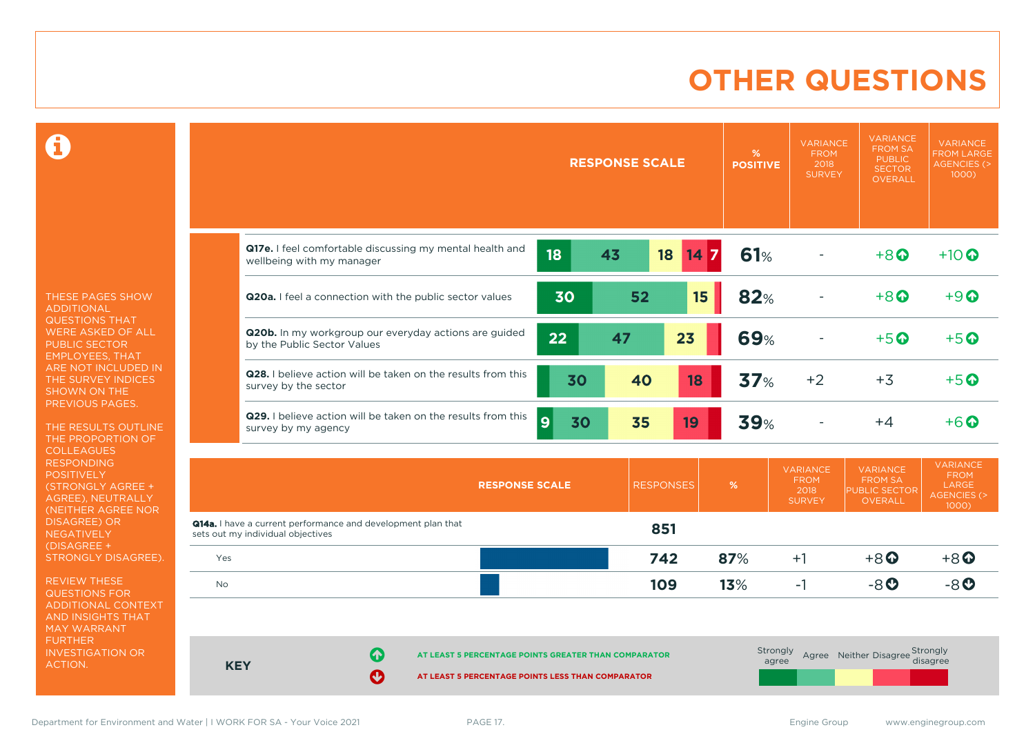# OTHER QUESTIONS

THESE PAGES SHOW ADDITIONAL QUESTIONS THAT WERE ASKED OF ALL PUBLIC SECTOR EMPLOYEES, THAT ARE NOT INCLUDED IN THE SURVEY INDICES SHOWN ON THE PREVIOUS PAGES.

THE RESULTS OUTLINE THE PROPORTION OF COLLEAGUES RESPONDING POSITIVELY (STRONGLY AGREE + AGREE), NEUTRALLY (NEITHER AGREE NOR DISAGREE) OR NEGATIVELY (DISAGREE + STRONGLY DISAGREE).

REVIEW THESE QUESTIONS FOR ADDITIONAL CONTEXT AND INSIGHTS THAT MAY WARRANT FURTHER INVESTIGATION OR ACTION.

| Question | Strongly agree | Agree | Neither | Disagree | Strongly disagree | % POSITIVE | VARIANCE FROM 2018 SURVEY | VARIANCE FROM SA PUBLIC SECTOR OVERALL | VARIANCE FROM LARGE AGENCIES (> 1000) |
|---|---|---|---|---|---|---|---|---|---|
| **Q17e.** I feel comfortable discussing my mental health and wellbeing with my manager | 18 | 43 | 18 | 14 | 7 | 61% | - | +8 ↑ | +10 ↑ |
| **Q20a.** I feel a connection with the public sector values | 30 | 52 | 15 | | | 82% | - | +8 ↑ | +9 ↑ |
| **Q20b.** In my workgroup our everyday actions are guided by the Public Sector Values | 22 | 47 | 23 | | | 69% | - | +5 ↑ | +5 ↑ |
| **Q28.** I believe action will be taken on the results from this survey by the sector | | 30 | 40 | 18 | | 37% | +2 | +3 | +5 ↑ |
| **Q29.** I believe action will be taken on the results from this survey by my agency | 9 | 30 | 35 | 19 | | 39% | - | +4 | +6 ↑ |

| RESPONSE SCALE | RESPONSES | % | VARIANCE FROM 2018 SURVEY | VARIANCE FROM SA PUBLIC SECTOR OVERALL | VARIANCE FROM LARGE AGENCIES (> 1000) |
|---|---|---|---|---|---|
| **Q14a.** I have a current performance and development plan that sets out my individual objectives | 851 | | | | |
| Yes | 742 | 87% | +1 | +8 ↑ | +8 ↑ |
| No | 109 | 13% | -1 | -8 ↓ | -8 ↓ |

**KEY**

↑ AT LEAST 5 PERCENTAGE POINTS GREATER THAN COMPARATOR

↓ AT LEAST 5 PERCENTAGE POINTS LESS THAN COMPARATOR

Strongly agree | Agree | Neither | Disagree | Strongly disagree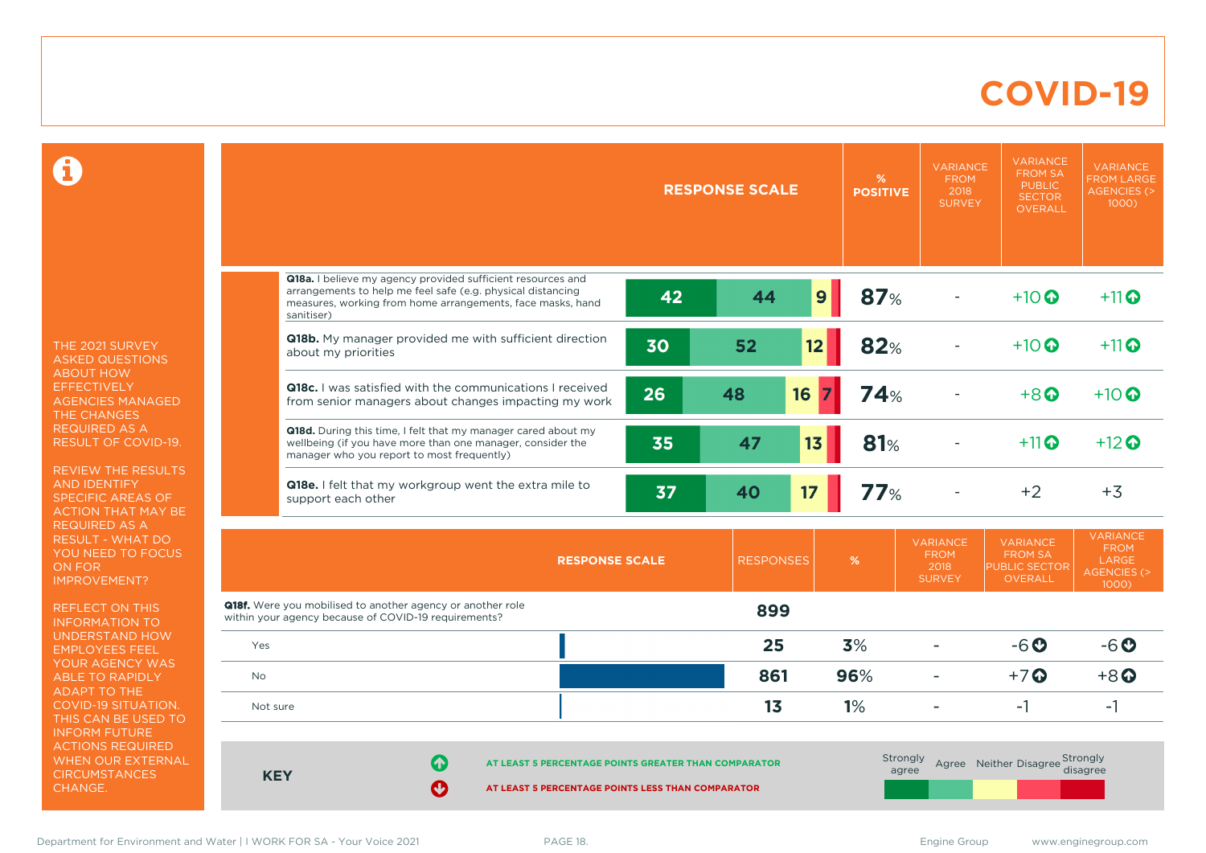# COVID-19

THE 2021 SURVEY ASKED QUESTIONS ABOUT HOW EFFECTIVELY AGENCIES MANAGED THE CHANGES REQUIRED AS A RESULT OF COVID-19.

REVIEW THE RESULTS AND IDENTIFY SPECIFIC AREAS OF ACTION THAT MAY BE REQUIRED AS A RESULT - WHAT DO YOU NEED TO FOCUS ON FOR IMPROVEMENT?

REFLECT ON THIS INFORMATION TO UNDERSTAND HOW EMPLOYEES FEEL YOUR AGENCY WAS ABLE TO RAPIDLY ADAPT TO THE COVID-19 SITUATION. THIS CAN BE USED TO INFORM FUTURE ACTIONS REQUIRED WHEN OUR EXTERNAL CIRCUMSTANCES CHANGE.

| Question | Strongly agree | Agree | Neither | Disagree | Strongly disagree | % POSITIVE | VARIANCE FROM 2018 SURVEY | VARIANCE FROM SA PUBLIC SECTOR OVERALL | VARIANCE FROM LARGE AGENCIES (> 1000) |
|---|---|---|---|---|---|---|---|---|---|
| **Q18a.** I believe my agency provided sufficient resources and arrangements to help me feel safe (e.g. physical distancing measures, working from home arrangements, face masks, hand sanitiser) | 42 | 44 | 9 | | | 87% | - | +10 ↑ | +11 ↑ |
| **Q18b.** My manager provided me with sufficient direction about my priorities | 30 | 52 | 12 | | | 82% | - | +10 ↑ | +11 ↑ |
| **Q18c.** I was satisfied with the communications I received from senior managers about changes impacting my work | 26 | 48 | 16 | 7 | | 74% | - | +8 ↑ | +10 ↑ |
| **Q18d.** During this time, I felt that my manager cared about my wellbeing (if you have more than one manager, consider the manager who you report to most frequently) | 35 | 47 | 13 | | | 81% | - | +11 ↑ | +12 ↑ |
| **Q18e.** I felt that my workgroup went the extra mile to support each other | 37 | 40 | 17 | | | 77% | - | +2 | +3 |

| RESPONSE SCALE | RESPONSES | % | VARIANCE FROM 2018 SURVEY | VARIANCE FROM SA PUBLIC SECTOR OVERALL | VARIANCE FROM LARGE AGENCIES (> 1000) |
|---|---|---|---|---|---|
| **Q18f.** Were you mobilised to another agency or another role within your agency because of COVID-19 requirements? | 899 | | | | |
| Yes | 25 | 3% | - | -6 ↓ | -6 ↓ |
| No | 861 | 96% | - | +7 ↑ | +8 ↑ |
| Not sure | 13 | 1% | - | -1 | -1 |

**KEY**

- ↑ AT LEAST 5 PERCENTAGE POINTS GREATER THAN COMPARATOR
- ↓ AT LEAST 5 PERCENTAGE POINTS LESS THAN COMPARATOR

Strongly agree | Agree | Neither | Disagree | Strongly disagree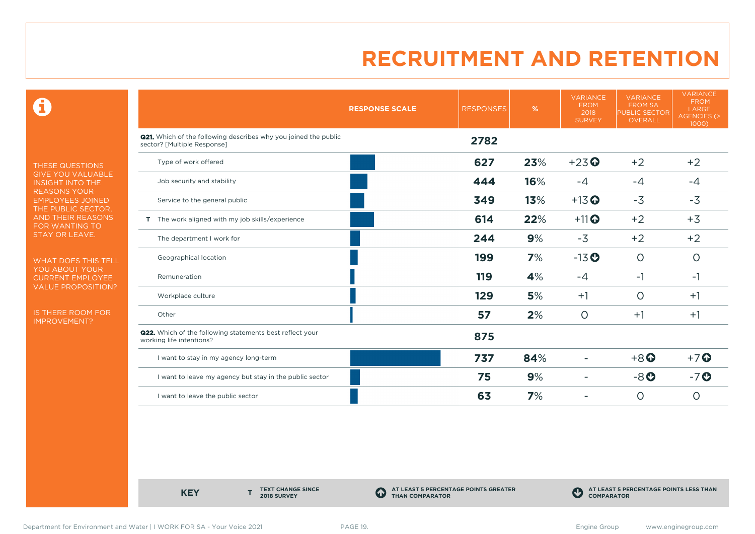# RECRUITMENT AND RETENTION

THESE QUESTIONS GIVE YOU VALUABLE INSIGHT INTO THE REASONS YOUR EMPLOYEES JOINED THE PUBLIC SECTOR, AND THEIR REASONS FOR WANTING TO STAY OR LEAVE.

WHAT DOES THIS TELL YOU ABOUT YOUR CURRENT EMPLOYEE VALUE PROPOSITION?

IS THERE ROOM FOR IMPROVEMENT?

| | RESPONSE SCALE | RESPONSES | % | VARIANCE FROM 2018 SURVEY | VARIANCE FROM SA PUBLIC SECTOR OVERALL | VARIANCE FROM LARGE AGENCIES (> 1000) |
|---|---|---|---|---|---|---|
| **Q21.** Which of the following describes why you joined the public sector? [Multiple Response] | | **2782** | | | | |
| Type of work offered | | **627** | **23**% | +23 ⬆ | +2 | +2 |
| Job security and stability | | **444** | **16**% | -4 | -4 | -4 |
| Service to the general public | | **349** | **13**% | +13 ⬆ | -3 | -3 |
| T The work aligned with my job skills/experience | | **614** | **22**% | +11 ⬆ | +2 | +3 |
| The department I work for | | **244** | **9**% | -3 | +2 | +2 |
| Geographical location | | **199** | **7**% | -13 ⬇ | 0 | 0 |
| Remuneration | | **119** | **4**% | -4 | -1 | -1 |
| Workplace culture | | **129** | **5**% | +1 | 0 | +1 |
| Other | | **57** | **2**% | 0 | +1 | +1 |
| **Q22.** Which of the following statements best reflect your working life intentions? | | **875** | | | | |
| I want to stay in my agency long-term | | **737** | **84**% | - | +8 ⬆ | +7 ⬆ |
| I want to leave my agency but stay in the public sector | | **75** | **9**% | - | -8 ⬇ | -7 ⬇ |
| I want to leave the public sector | | **63** | **7**% | - | 0 | 0 |

**KEY**

- **T** TEXT CHANGE SINCE 2018 SURVEY
- ⬆ AT LEAST 5 PERCENTAGE POINTS GREATER THAN COMPARATOR
- ⬇ AT LEAST 5 PERCENTAGE POINTS LESS THAN COMPARATOR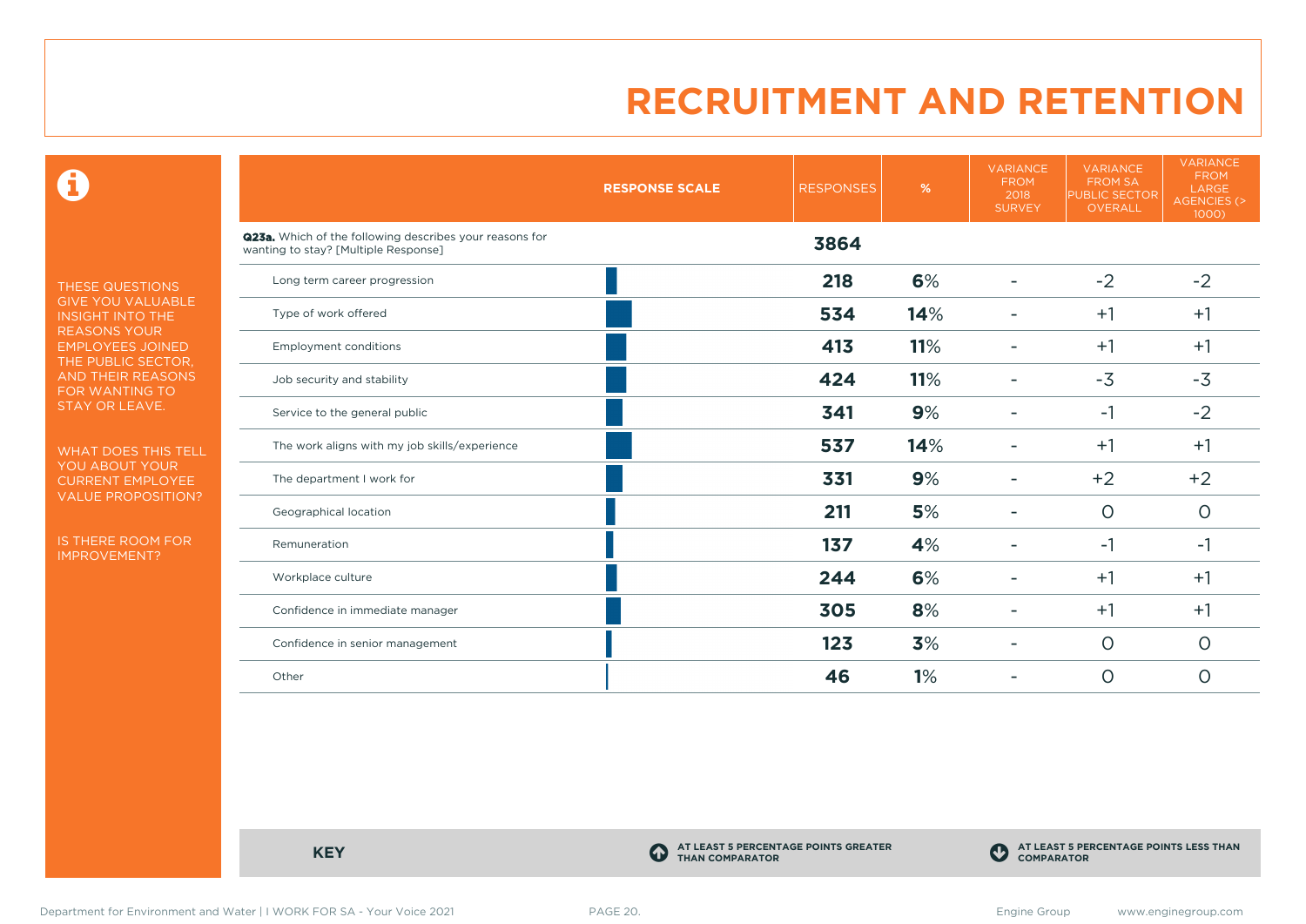# RECRUITMENT AND RETENTION

THESE QUESTIONS GIVE YOU VALUABLE INSIGHT INTO THE REASONS YOUR EMPLOYEES JOINED THE PUBLIC SECTOR, AND THEIR REASONS FOR WANTING TO STAY OR LEAVE.

WHAT DOES THIS TELL YOU ABOUT YOUR CURRENT EMPLOYEE VALUE PROPOSITION?

IS THERE ROOM FOR IMPROVEMENT?

| | RESPONSE SCALE | RESPONSES | % | VARIANCE FROM 2018 SURVEY | VARIANCE FROM SA PUBLIC SECTOR OVERALL | VARIANCE FROM LARGE AGENCIES (> 1000) |
|---|---|---|---|---|---|---|
| **Q23a.** Which of the following describes your reasons for wanting to stay? [Multiple Response] | | **3864** | | | | |
| Long term career progression | | **218** | **6%** | - | -2 | -2 |
| Type of work offered | | **534** | **14%** | - | +1 | +1 |
| Employment conditions | | **413** | **11%** | - | +1 | +1 |
| Job security and stability | | **424** | **11%** | - | -3 | -3 |
| Service to the general public | | **341** | **9%** | - | -1 | -2 |
| The work aligns with my job skills/experience | | **537** | **14%** | - | +1 | +1 |
| The department I work for | | **331** | **9%** | - | +2 | +2 |
| Geographical location | | **211** | **5%** | - | 0 | 0 |
| Remuneration | | **137** | **4%** | - | -1 | -1 |
| Workplace culture | | **244** | **6%** | - | +1 | +1 |
| Confidence in immediate manager | | **305** | **8%** | - | +1 | +1 |
| Confidence in senior management | | **123** | **3%** | - | 0 | 0 |
| Other | | **46** | **1%** | - | 0 | 0 |

**KEY**

AT LEAST 5 PERCENTAGE POINTS GREATER THAN COMPARATOR

AT LEAST 5 PERCENTAGE POINTS LESS THAN COMPARATOR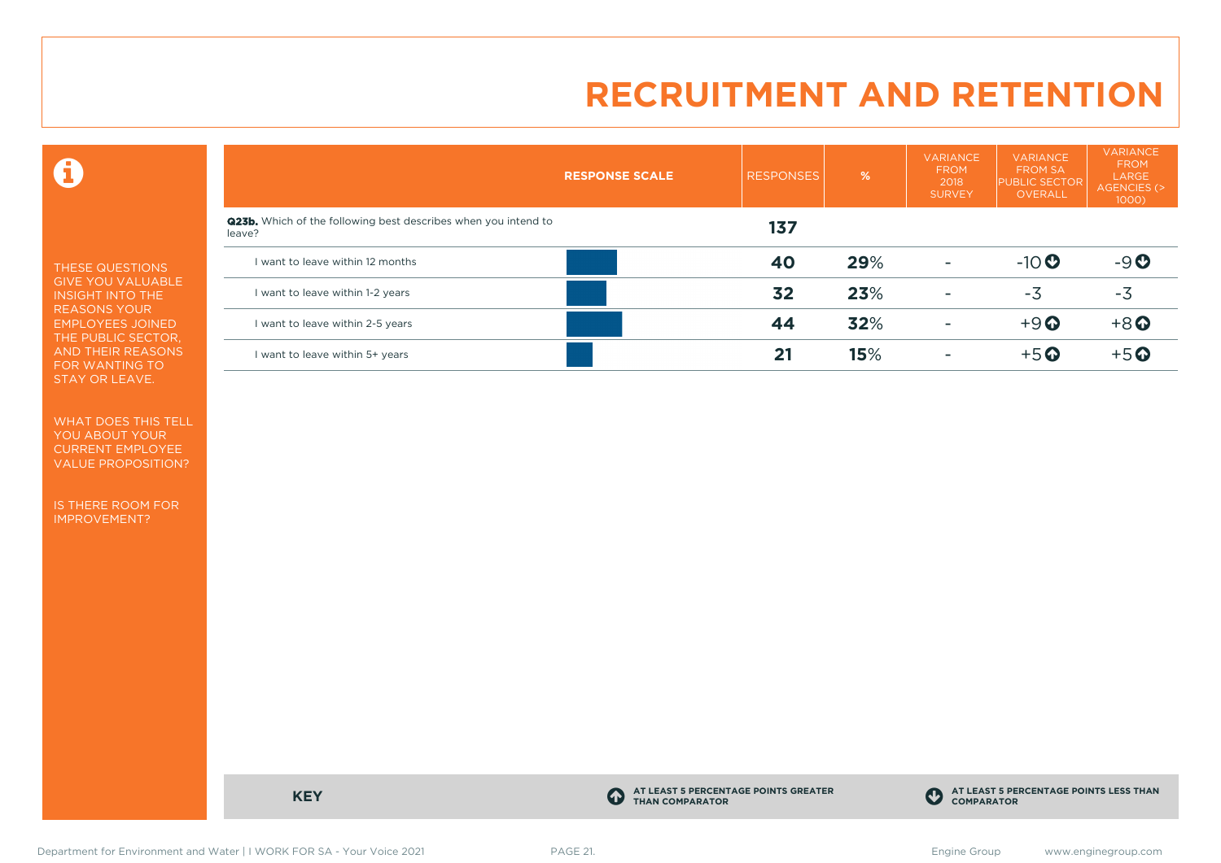# RECRUITMENT AND RETENTION

THESE QUESTIONS GIVE YOU VALUABLE INSIGHT INTO THE REASONS YOUR EMPLOYEES JOINED THE PUBLIC SECTOR, AND THEIR REASONS FOR WANTING TO STAY OR LEAVE.

WHAT DOES THIS TELL YOU ABOUT YOUR CURRENT EMPLOYEE VALUE PROPOSITION?

IS THERE ROOM FOR IMPROVEMENT?

| RESPONSE SCALE | RESPONSES | % | VARIANCE FROM 2018 SURVEY | VARIANCE FROM SA PUBLIC SECTOR OVERALL | VARIANCE FROM LARGE AGENCIES (> 1000) |
|---|---|---|---|---|---|
| **Q23b.** Which of the following best describes when you intend to leave? | **137** | | | | |
| I want to leave within 12 months | **40** | **29**% | - | -10 ⬇ | -9 ⬇ |
| I want to leave within 1-2 years | **32** | **23**% | - | -3 | -3 |
| I want to leave within 2-5 years | **44** | **32**% | - | +9 ⬆ | +8 ⬆ |
| I want to leave within 5+ years | **21** | **15**% | - | +5 ⬆ | +5 ⬆ |

**KEY**

⬆ AT LEAST 5 PERCENTAGE POINTS GREATER THAN COMPARATOR

⬇ AT LEAST 5 PERCENTAGE POINTS LESS THAN COMPARATOR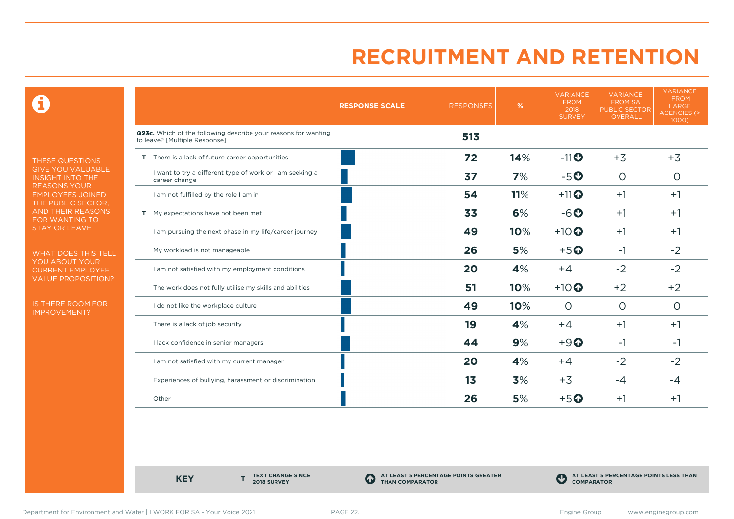# RECRUITMENT AND RETENTION

THESE QUESTIONS GIVE YOU VALUABLE INSIGHT INTO THE REASONS YOUR EMPLOYEES JOINED THE PUBLIC SECTOR, AND THEIR REASONS FOR WANTING TO STAY OR LEAVE.

WHAT DOES THIS TELL YOU ABOUT YOUR CURRENT EMPLOYEE VALUE PROPOSITION?

IS THERE ROOM FOR IMPROVEMENT?

| RESPONSE SCALE | RESPONSES | % | VARIANCE FROM 2018 SURVEY | VARIANCE FROM SA PUBLIC SECTOR OVERALL | VARIANCE FROM LARGE AGENCIES (> 1000) |
|---|---|---|---|---|---|
| **Q23c.** Which of the following describe your reasons for wanting to leave? [Multiple Response] | **513** | | | | |
| T There is a lack of future career opportunities | **72** | **14%** | -11 ⬇ | +3 | +3 |
| I want to try a different type of work or I am seeking a career change | **37** | **7%** | -5 ⬇ | 0 | 0 |
| I am not fulfilled by the role I am in | **54** | **11%** | +11 ⬆ | +1 | +1 |
| T My expectations have not been met | **33** | **6%** | -6 ⬇ | +1 | +1 |
| I am pursuing the next phase in my life/career journey | **49** | **10%** | +10 ⬆ | +1 | +1 |
| My workload is not manageable | **26** | **5%** | +5 ⬆ | -1 | -2 |
| I am not satisfied with my employment conditions | **20** | **4%** | +4 | -2 | -2 |
| The work does not fully utilise my skills and abilities | **51** | **10%** | +10 ⬆ | +2 | +2 |
| I do not like the workplace culture | **49** | **10%** | 0 | 0 | 0 |
| There is a lack of job security | **19** | **4%** | +4 | +1 | +1 |
| I lack confidence in senior managers | **44** | **9%** | +9 ⬆ | -1 | -1 |
| I am not satisfied with my current manager | **20** | **4%** | +4 | -2 | -2 |
| Experiences of bullying, harassment or discrimination | **13** | **3%** | +3 | -4 | -4 |
| Other | **26** | **5%** | +5 ⬆ | +1 | +1 |

**KEY**

- **T** TEXT CHANGE SINCE 2018 SURVEY
- ⬆ AT LEAST 5 PERCENTAGE POINTS GREATER THAN COMPARATOR
- ⬇ AT LEAST 5 PERCENTAGE POINTS LESS THAN COMPARATOR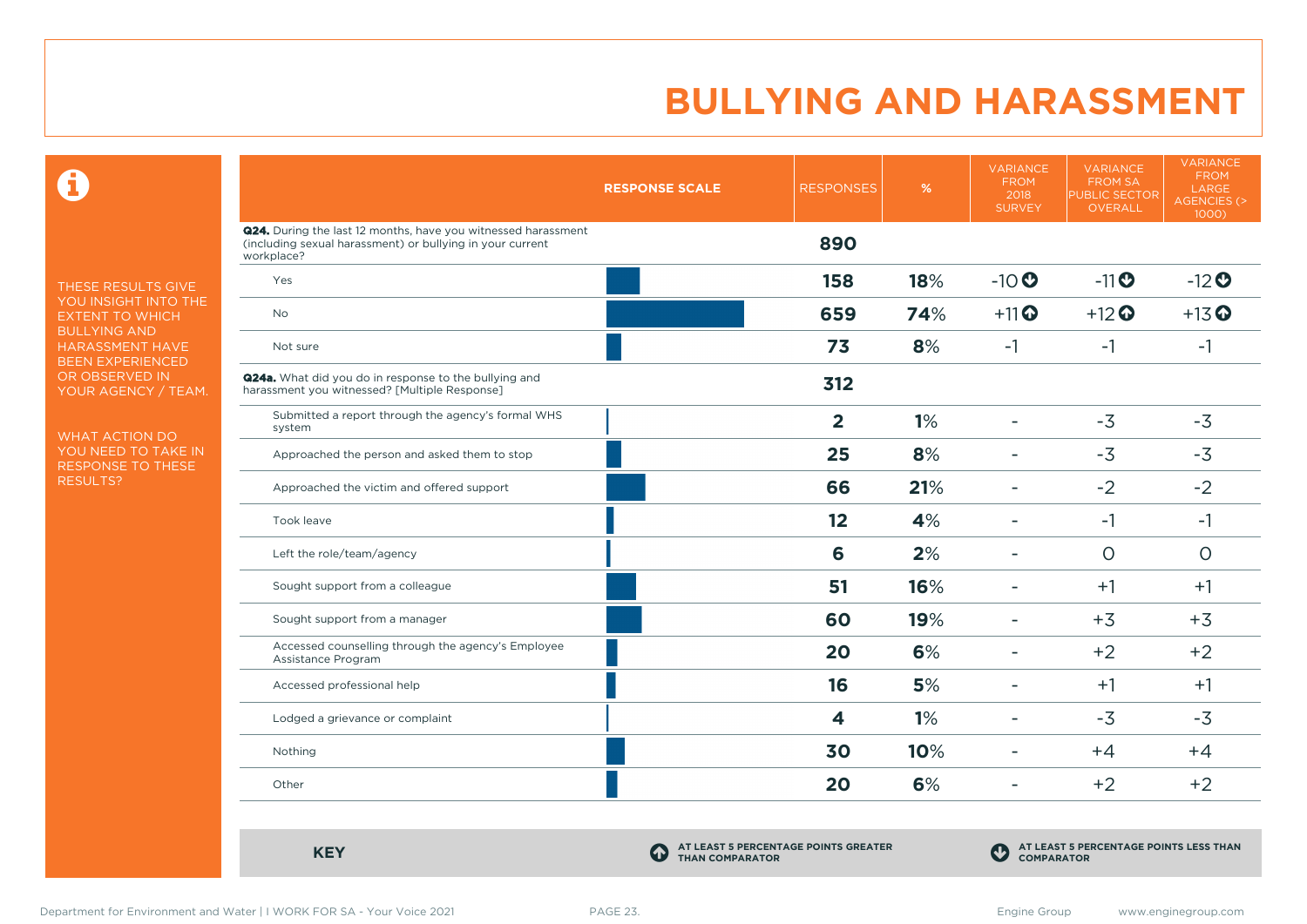# BULLYING AND HARASSMENT

THESE RESULTS GIVE YOU INSIGHT INTO THE EXTENT TO WHICH BULLYING AND HARASSMENT HAVE BEEN EXPERIENCED OR OBSERVED IN YOUR AGENCY / TEAM.

WHAT ACTION DO YOU NEED TO TAKE IN RESPONSE TO THESE RESULTS?

| RESPONSE SCALE | RESPONSES | % | VARIANCE FROM 2018 SURVEY | VARIANCE FROM SA PUBLIC SECTOR OVERALL | VARIANCE FROM LARGE AGENCIES (> 1000) |
|---|---|---|---|---|---|
| **Q24.** During the last 12 months, have you witnessed harassment (including sexual harassment) or bullying in your current workplace? | **890** | | | | |
| Yes | **158** | **18%** | -10 ⬇ | -11 ⬇ | -12 ⬇ |
| No | **659** | **74%** | +11 ⬆ | +12 ⬆ | +13 ⬆ |
| Not sure | **73** | **8%** | -1 | -1 | -1 |
| **Q24a.** What did you do in response to the bullying and harassment you witnessed? [Multiple Response] | **312** | | | | |
| Submitted a report through the agency's formal WHS system | **2** | **1%** | - | -3 | -3 |
| Approached the person and asked them to stop | **25** | **8%** | - | -3 | -3 |
| Approached the victim and offered support | **66** | **21%** | - | -2 | -2 |
| Took leave | **12** | **4%** | - | -1 | -1 |
| Left the role/team/agency | **6** | **2%** | - | 0 | 0 |
| Sought support from a colleague | **51** | **16%** | - | +1 | +1 |
| Sought support from a manager | **60** | **19%** | - | +3 | +3 |
| Accessed counselling through the agency's Employee Assistance Program | **20** | **6%** | - | +2 | +2 |
| Accessed professional help | **16** | **5%** | - | +1 | +1 |
| Lodged a grievance or complaint | **4** | **1%** | - | -3 | -3 |
| Nothing | **30** | **10%** | - | +4 | +4 |
| Other | **20** | **6%** | - | +2 | +2 |

**KEY**

⬆ AT LEAST 5 PERCENTAGE POINTS GREATER THAN COMPARATOR

⬇ AT LEAST 5 PERCENTAGE POINTS LESS THAN COMPARATOR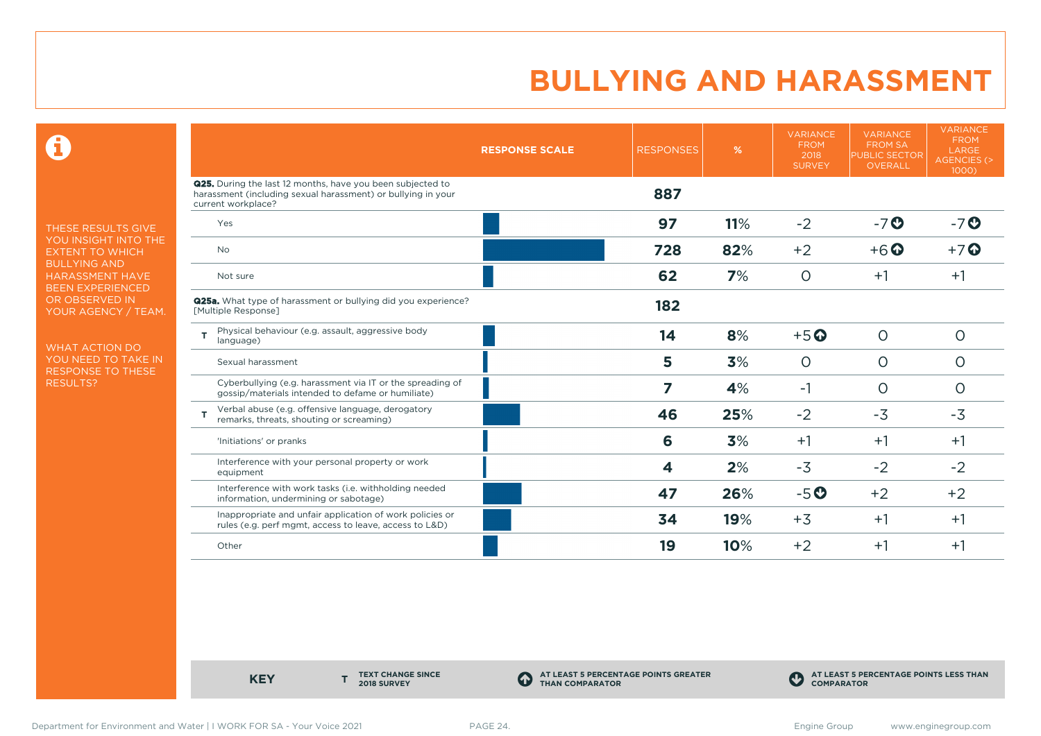# BULLYING AND HARASSMENT

THESE RESULTS GIVE YOU INSIGHT INTO THE EXTENT TO WHICH BULLYING AND HARASSMENT HAVE BEEN EXPERIENCED OR OBSERVED IN YOUR AGENCY / TEAM.

WHAT ACTION DO YOU NEED TO TAKE IN RESPONSE TO THESE RESULTS?

| | RESPONSE SCALE | RESPONSES | % | VARIANCE FROM 2018 SURVEY | VARIANCE FROM SA PUBLIC SECTOR OVERALL | VARIANCE FROM LARGE AGENCIES (> 1000) |
|---|---|---|---|---|---|---|
| **Q25.** During the last 12 months, have you been subjected to harassment (including sexual harassment) or bullying in your current workplace? | | **887** | | | | |
| Yes | | **97** | **11%** | -2 | -7 ⬇ | -7 ⬇ |
| No | | **728** | **82%** | +2 | +6 ⬆ | +7 ⬆ |
| Not sure | | **62** | **7%** | 0 | +1 | +1 |
| **Q25a.** What type of harassment or bullying did you experience? [Multiple Response] | | **182** | | | | |
| T Physical behaviour (e.g. assault, aggressive body language) | | **14** | **8%** | +5 ⬆ | 0 | 0 |
| Sexual harassment | | **5** | **3%** | 0 | 0 | 0 |
| Cyberbullying (e.g. harassment via IT or the spreading of gossip/materials intended to defame or humiliate) | | **7** | **4%** | -1 | 0 | 0 |
| T Verbal abuse (e.g. offensive language, derogatory remarks, threats, shouting or screaming) | | **46** | **25%** | -2 | -3 | -3 |
| 'Initiations' or pranks | | **6** | **3%** | +1 | +1 | +1 |
| Interference with your personal property or work equipment | | **4** | **2%** | -3 | -2 | -2 |
| Interference with work tasks (i.e. withholding needed information, undermining or sabotage) | | **47** | **26%** | -5 ⬇ | +2 | +2 |
| Inappropriate and unfair application of work policies or rules (e.g. perf mgmt, access to leave, access to L&D) | | **34** | **19%** | +3 | +1 | +1 |
| Other | | **19** | **10%** | +2 | +1 | +1 |

**KEY**

- **T** TEXT CHANGE SINCE 2018 SURVEY
- ⬆ AT LEAST 5 PERCENTAGE POINTS GREATER THAN COMPARATOR
- ⬇ AT LEAST 5 PERCENTAGE POINTS LESS THAN COMPARATOR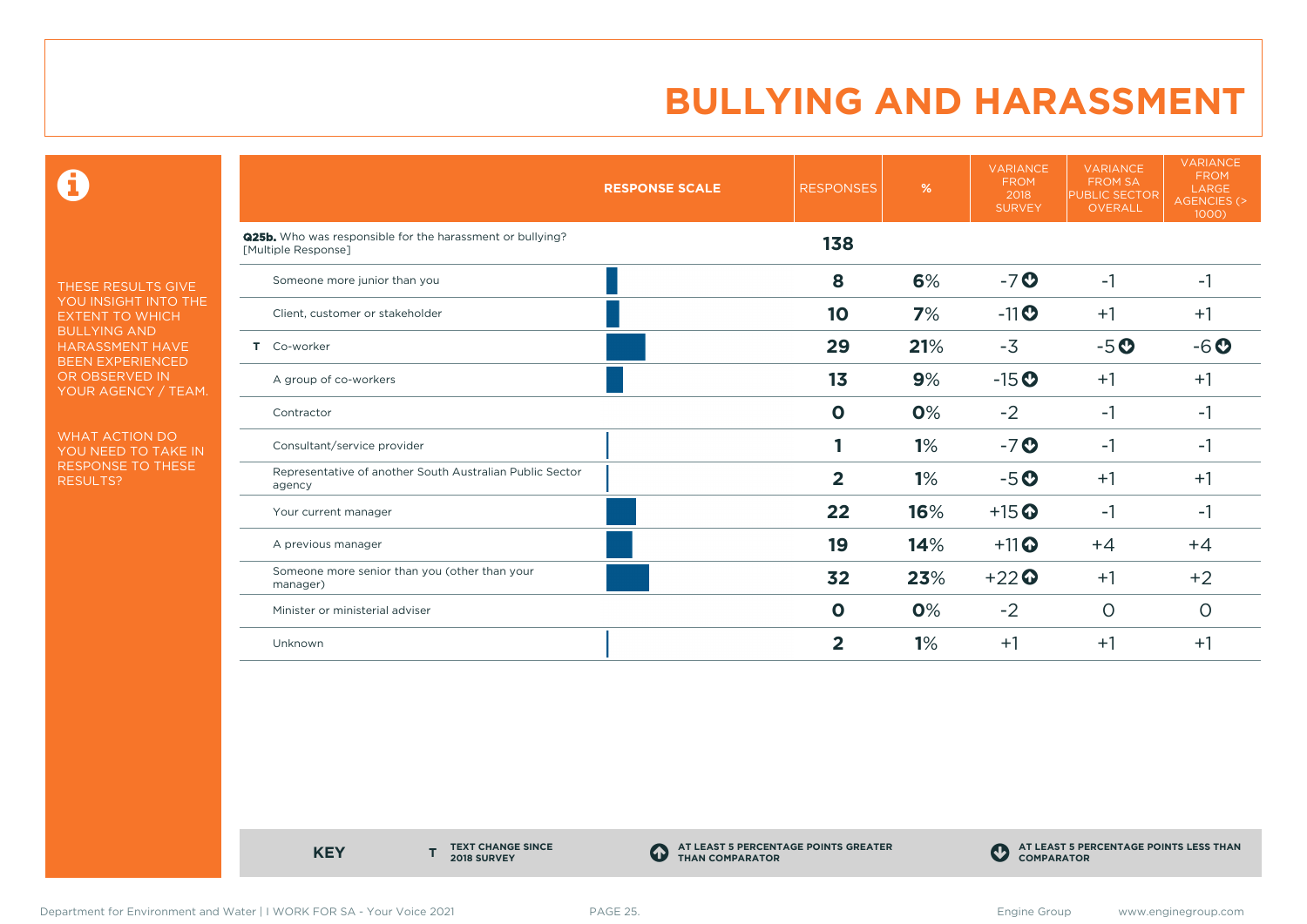# BULLYING AND HARASSMENT

THESE RESULTS GIVE YOU INSIGHT INTO THE EXTENT TO WHICH BULLYING AND HARASSMENT HAVE BEEN EXPERIENCED OR OBSERVED IN YOUR AGENCY / TEAM.

WHAT ACTION DO YOU NEED TO TAKE IN RESPONSE TO THESE RESULTS?

| | RESPONSE SCALE | RESPONSES | % | VARIANCE FROM 2018 SURVEY | VARIANCE FROM SA PUBLIC SECTOR OVERALL | VARIANCE FROM LARGE AGENCIES (> 1000) |
|---|---|---|---|---|---|---|
| **Q25b.** Who was responsible for the harassment or bullying? [Multiple Response] | | **138** | | | | |
| Someone more junior than you | | **8** | **6%** | -7 ⬇ | -1 | -1 |
| Client, customer or stakeholder | | **10** | **7%** | -11 ⬇ | +1 | +1 |
| T Co-worker | | **29** | **21%** | -3 | -5 ⬇ | -6 ⬇ |
| A group of co-workers | | **13** | **9%** | -15 ⬇ | +1 | +1 |
| Contractor | | **0** | **0%** | -2 | -1 | -1 |
| Consultant/service provider | | **1** | **1%** | -7 ⬇ | -1 | -1 |
| Representative of another South Australian Public Sector agency | | **2** | **1%** | -5 ⬇ | +1 | +1 |
| Your current manager | | **22** | **16%** | +15 ⬆ | -1 | -1 |
| A previous manager | | **19** | **14%** | +11 ⬆ | +4 | +4 |
| Someone more senior than you (other than your manager) | | **32** | **23%** | +22 ⬆ | +1 | +2 |
| Minister or ministerial adviser | | **0** | **0%** | -2 | 0 | 0 |
| Unknown | | **2** | **1%** | +1 | +1 | +1 |

**KEY**

**T** TEXT CHANGE SINCE 2018 SURVEY

⬆ AT LEAST 5 PERCENTAGE POINTS GREATER THAN COMPARATOR

⬇ AT LEAST 5 PERCENTAGE POINTS LESS THAN COMPARATOR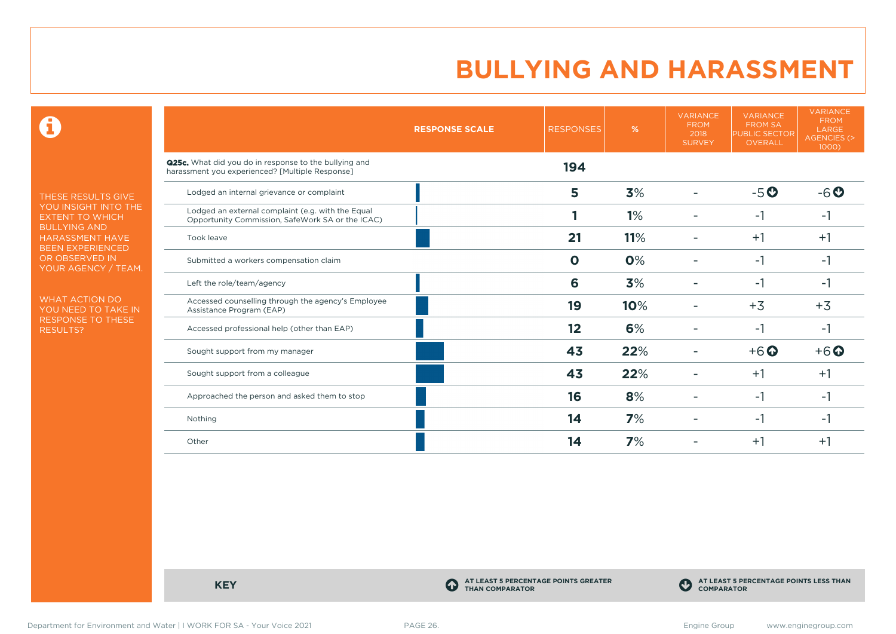# BULLYING AND HARASSMENT

THESE RESULTS GIVE YOU INSIGHT INTO THE EXTENT TO WHICH BULLYING AND HARASSMENT HAVE BEEN EXPERIENCED OR OBSERVED IN YOUR AGENCY / TEAM.

WHAT ACTION DO YOU NEED TO TAKE IN RESPONSE TO THESE RESULTS?

| | RESPONSE SCALE | RESPONSES | % | VARIANCE FROM 2018 SURVEY | VARIANCE FROM SA PUBLIC SECTOR OVERALL | VARIANCE FROM LARGE AGENCIES (> 1000) |
|---|---|---|---|---|---|---|
| **Q25c.** What did you do in response to the bullying and harassment you experienced? [Multiple Response] | | **194** | | | | |
| Lodged an internal grievance or complaint | | **5** | **3%** | - | -5 ⬇ | -6 ⬇ |
| Lodged an external complaint (e.g. with the Equal Opportunity Commission, SafeWork SA or the ICAC) | | **1** | **1%** | - | -1 | -1 |
| Took leave | | **21** | **11%** | - | +1 | +1 |
| Submitted a workers compensation claim | | **0** | **0%** | - | -1 | -1 |
| Left the role/team/agency | | **6** | **3%** | - | -1 | -1 |
| Accessed counselling through the agency's Employee Assistance Program (EAP) | | **19** | **10%** | - | +3 | +3 |
| Accessed professional help (other than EAP) | | **12** | **6%** | - | -1 | -1 |
| Sought support from my manager | | **43** | **22%** | - | +6 ⬆ | +6 ⬆ |
| Sought support from a colleague | | **43** | **22%** | - | +1 | +1 |
| Approached the person and asked them to stop | | **16** | **8%** | - | -1 | -1 |
| Nothing | | **14** | **7%** | - | -1 | -1 |
| Other | | **14** | **7%** | - | +1 | +1 |

**KEY**

⬆ AT LEAST 5 PERCENTAGE POINTS GREATER THAN COMPARATOR

⬇ AT LEAST 5 PERCENTAGE POINTS LESS THAN COMPARATOR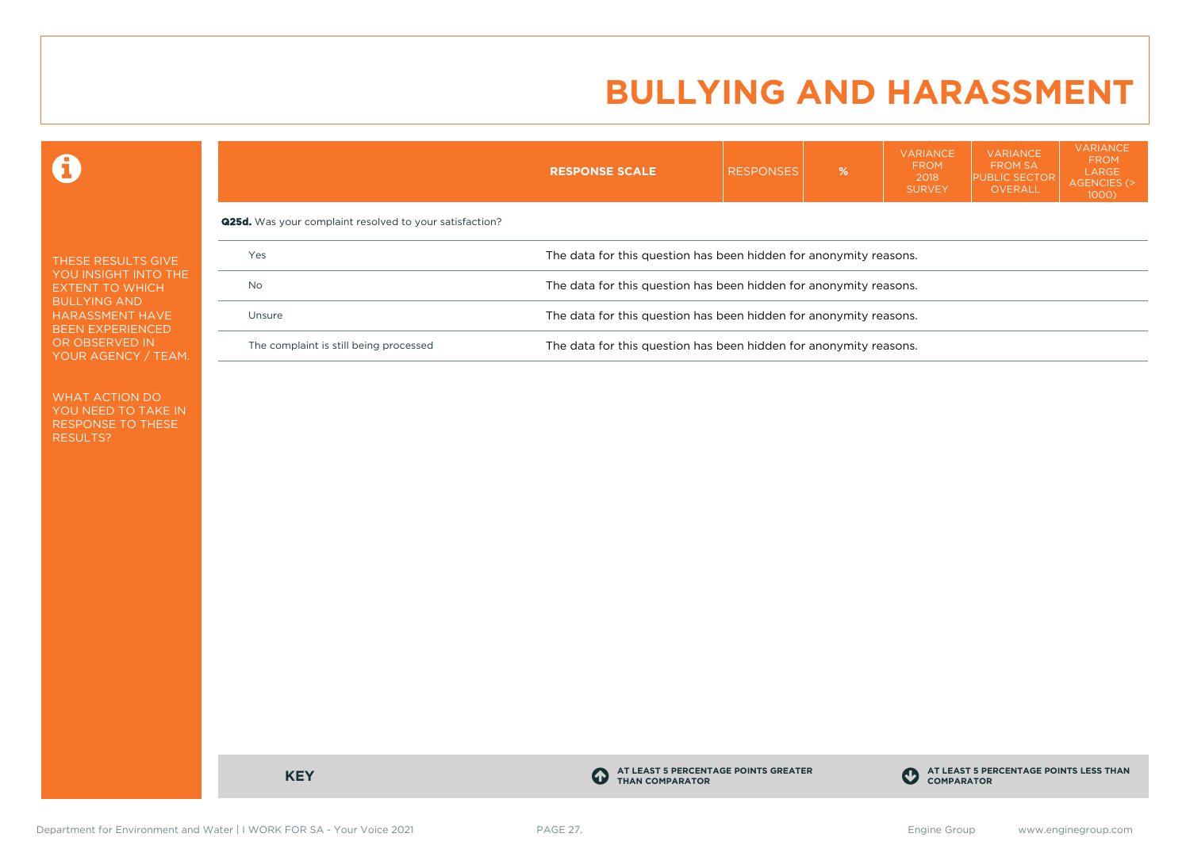# BULLYING AND HARASSMENT

THESE RESULTS GIVE YOU INSIGHT INTO THE EXTENT TO WHICH BULLYING AND HARASSMENT HAVE BEEN EXPERIENCED OR OBSERVED IN YOUR AGENCY / TEAM.

WHAT ACTION DO YOU NEED TO TAKE IN RESPONSE TO THESE RESULTS?

| | RESPONSE SCALE | RESPONSES | % | VARIANCE FROM 2018 SURVEY | VARIANCE FROM SA PUBLIC SECTOR OVERALL | VARIANCE FROM LARGE AGENCIES (> 1000) |
|---|---|---|---|---|---|---|
| **Q25d.** Was your complaint resolved to your satisfaction? | | | | | | |
| Yes | The data for this question has been hidden for anonymity reasons. | | | | | |
| No | The data for this question has been hidden for anonymity reasons. | | | | | |
| Unsure | The data for this question has been hidden for anonymity reasons. | | | | | |
| The complaint is still being processed | The data for this question has been hidden for anonymity reasons. | | | | | |

**KEY**

**AT LEAST 5 PERCENTAGE POINTS GREATER THAN COMPARATOR**

**AT LEAST 5 PERCENTAGE POINTS LESS THAN COMPARATOR**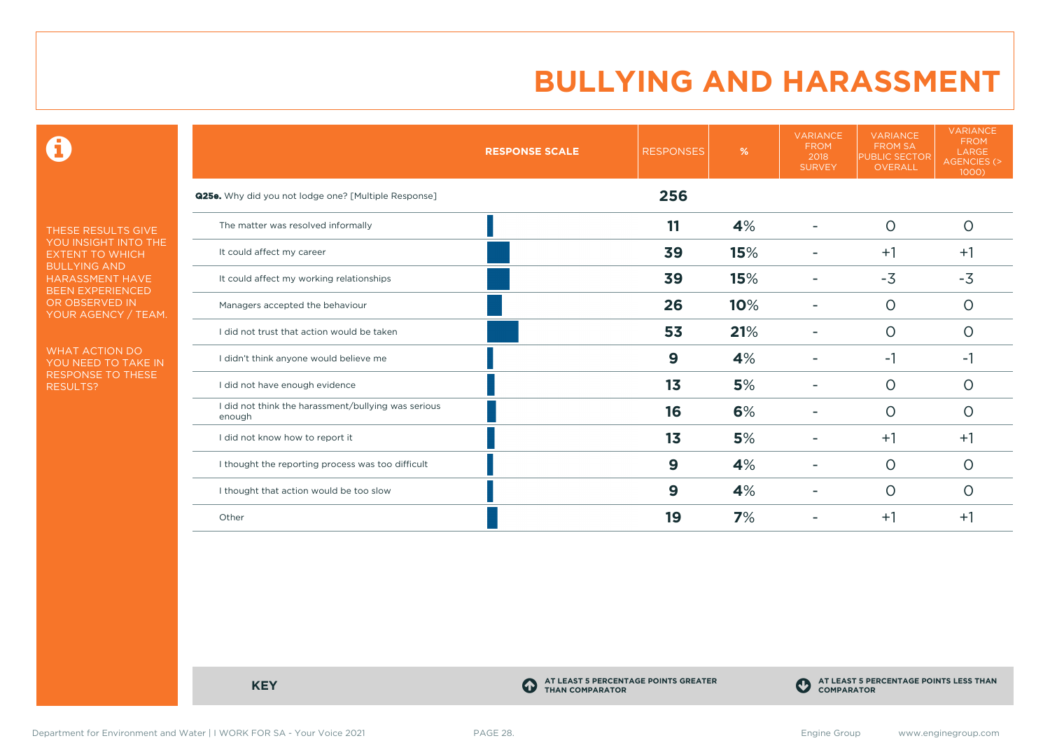# BULLYING AND HARASSMENT

THESE RESULTS GIVE YOU INSIGHT INTO THE EXTENT TO WHICH BULLYING AND HARASSMENT HAVE BEEN EXPERIENCED OR OBSERVED IN YOUR AGENCY / TEAM.

WHAT ACTION DO YOU NEED TO TAKE IN RESPONSE TO THESE RESULTS?

| RESPONSE SCALE | RESPONSES | % | VARIANCE FROM 2018 SURVEY | VARIANCE FROM SA PUBLIC SECTOR OVERALL | VARIANCE FROM LARGE AGENCIES (> 1000) |
|---|---|---|---|---|---|
| **Q25e.** Why did you not lodge one? [Multiple Response] | **256** | | | | |
| The matter was resolved informally | **11** | **4%** | - | 0 | 0 |
| It could affect my career | **39** | **15%** | - | +1 | +1 |
| It could affect my working relationships | **39** | **15%** | - | -3 | -3 |
| Managers accepted the behaviour | **26** | **10%** | - | 0 | 0 |
| I did not trust that action would be taken | **53** | **21%** | - | 0 | 0 |
| I didn't think anyone would believe me | **9** | **4%** | - | -1 | -1 |
| I did not have enough evidence | **13** | **5%** | - | 0 | 0 |
| I did not think the harassment/bullying was serious enough | **16** | **6%** | - | 0 | 0 |
| I did not know how to report it | **13** | **5%** | - | +1 | +1 |
| I thought the reporting process was too difficult | **9** | **4%** | - | 0 | 0 |
| I thought that action would be too slow | **9** | **4%** | - | 0 | 0 |
| Other | **19** | **7%** | - | +1 | +1 |

**KEY**

**AT LEAST 5 PERCENTAGE POINTS GREATER THAN COMPARATOR**

**AT LEAST 5 PERCENTAGE POINTS LESS THAN COMPARATOR**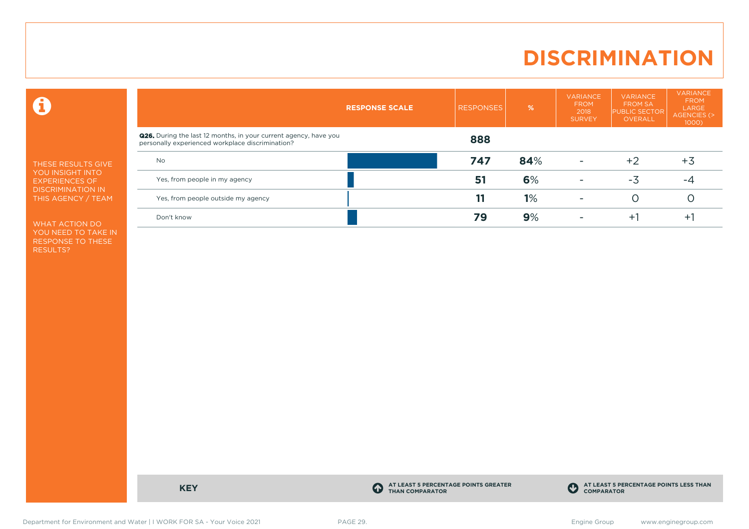# DISCRIMINATION

THESE RESULTS GIVE YOU INSIGHT INTO EXPERIENCES OF DISCRIMINATION IN THIS AGENCY / TEAM

WHAT ACTION DO YOU NEED TO TAKE IN RESPONSE TO THESE RESULTS?

| RESPONSE SCALE | RESPONSES | % | VARIANCE FROM 2018 SURVEY | VARIANCE FROM SA PUBLIC SECTOR OVERALL | VARIANCE FROM LARGE AGENCIES (> 1000) |
|---|---|---|---|---|---|
| **Q26.** During the last 12 months, in your current agency, have you personally experienced workplace discrimination? | **888** | | | | |
| No | **747** | **84**% | - | +2 | +3 |
| Yes, from people in my agency | **51** | **6**% | - | -3 | -4 |
| Yes, from people outside my agency | **11** | **1**% | - | 0 | 0 |
| Don't know | **79** | **9**% | - | +1 | +1 |

**KEY**

AT LEAST 5 PERCENTAGE POINTS GREATER THAN COMPARATOR

AT LEAST 5 PERCENTAGE POINTS LESS THAN COMPARATOR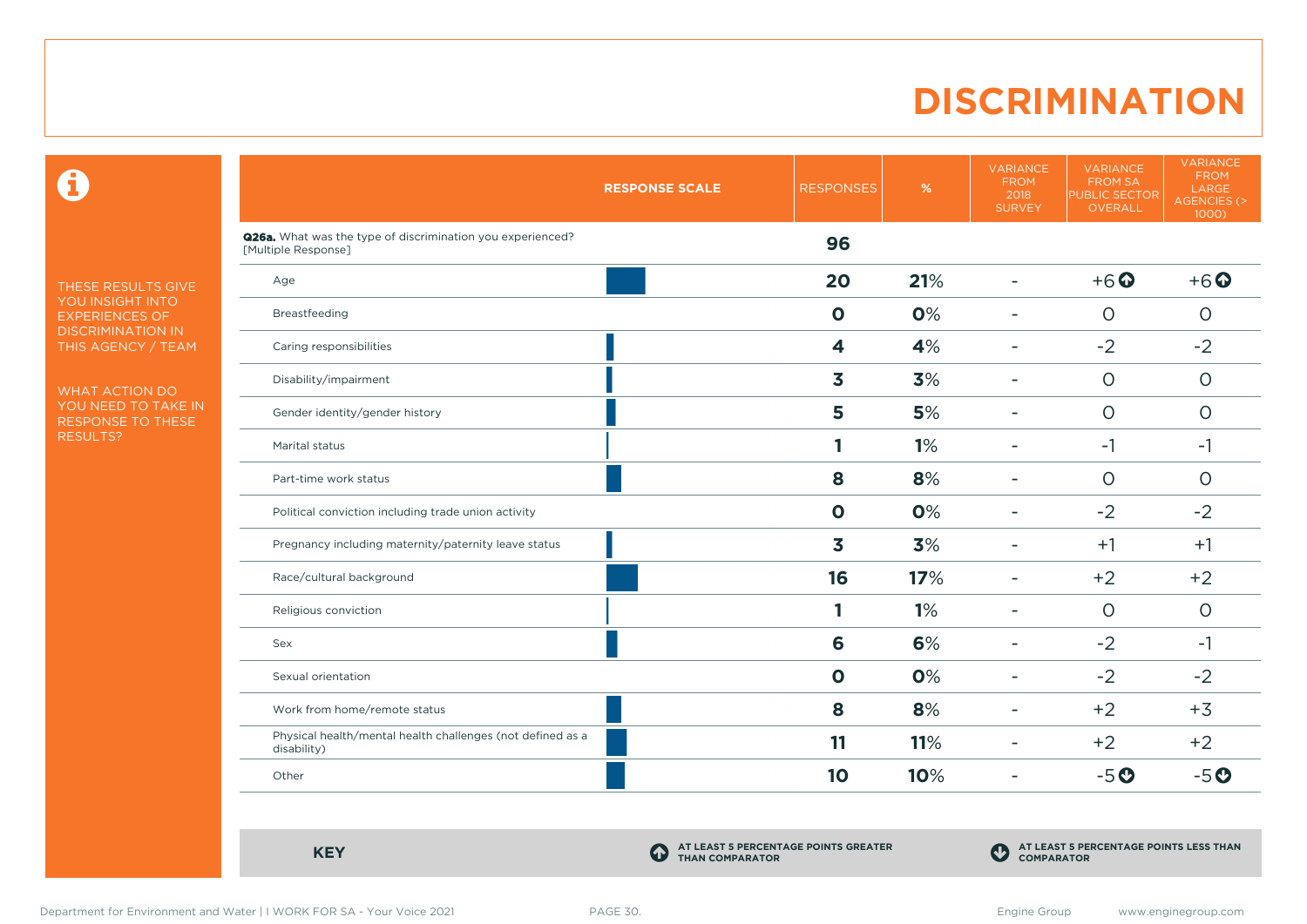# DISCRIMINATION

THESE RESULTS GIVE YOU INSIGHT INTO EXPERIENCES OF DISCRIMINATION IN THIS AGENCY / TEAM

WHAT ACTION DO YOU NEED TO TAKE IN RESPONSE TO THESE RESULTS?

| RESPONSE SCALE | RESPONSES | % | VARIANCE FROM 2018 SURVEY | VARIANCE FROM SA PUBLIC SECTOR OVERALL | VARIANCE FROM LARGE AGENCIES (> 1000) |
|---|---|---|---|---|---|
| **Q26a.** What was the type of discrimination you experienced? [Multiple Response] | **96** | | | | |
| Age | **20** | **21**% | - | +6 ⬆ | +6 ⬆ |
| Breastfeeding | **0** | **0**% | - | 0 | 0 |
| Caring responsibilities | **4** | **4**% | - | -2 | -2 |
| Disability/impairment | **3** | **3**% | - | 0 | 0 |
| Gender identity/gender history | **5** | **5**% | - | 0 | 0 |
| Marital status | **1** | **1**% | - | -1 | -1 |
| Part-time work status | **8** | **8**% | - | 0 | 0 |
| Political conviction including trade union activity | **0** | **0**% | - | -2 | -2 |
| Pregnancy including maternity/paternity leave status | **3** | **3**% | - | +1 | +1 |
| Race/cultural background | **16** | **17**% | - | +2 | +2 |
| Religious conviction | **1** | **1**% | - | 0 | 0 |
| Sex | **6** | **6**% | - | -2 | -1 |
| Sexual orientation | **0** | **0**% | - | -2 | -2 |
| Work from home/remote status | **8** | **8**% | - | +2 | +3 |
| Physical health/mental health challenges (not defined as a disability) | **11** | **11**% | - | +2 | +2 |
| Other | **10** | **10**% | - | -5 ⬇ | -5 ⬇ |

**KEY**

⬆ AT LEAST 5 PERCENTAGE POINTS GREATER THAN COMPARATOR

⬇ AT LEAST 5 PERCENTAGE POINTS LESS THAN COMPARATOR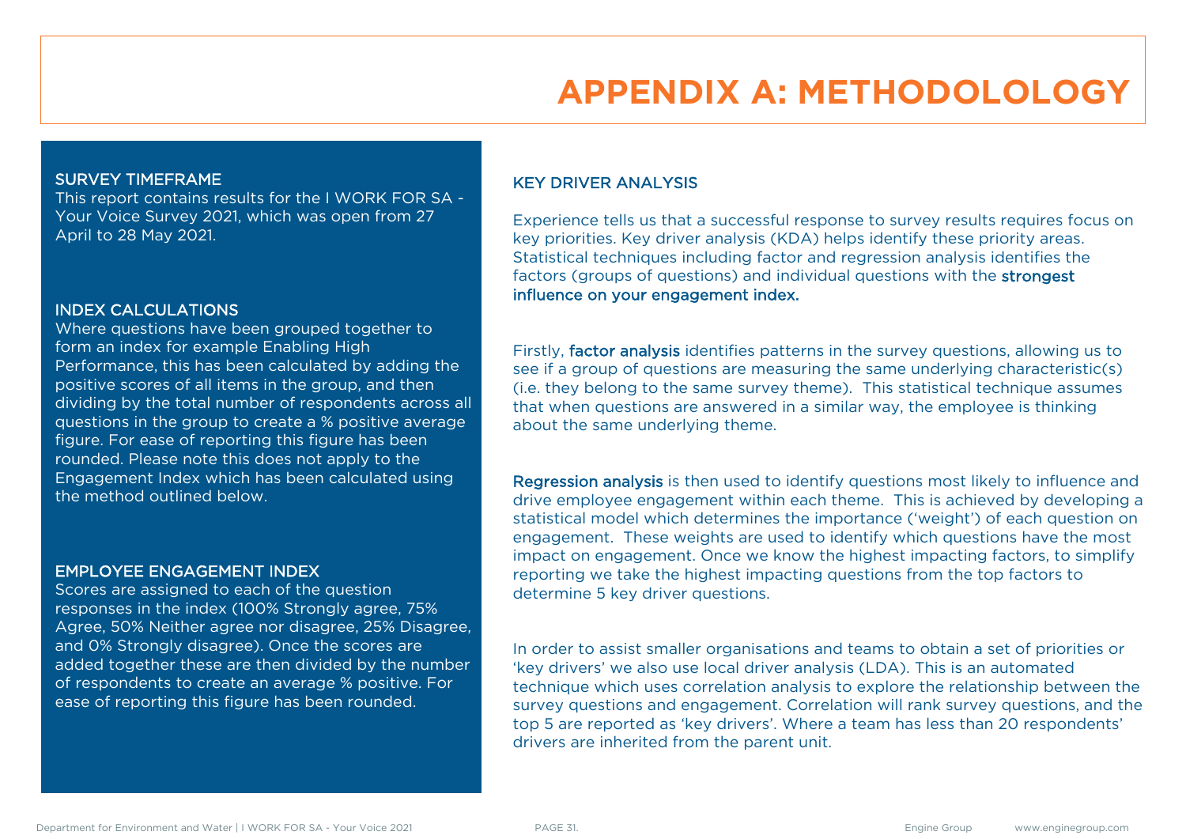# APPENDIX A: METHODOLOLOGY

## SURVEY TIMEFRAME

This report contains results for the I WORK FOR SA - Your Voice Survey 2021, which was open from 27 April to 28 May 2021.

## INDEX CALCULATIONS

Where questions have been grouped together to form an index for example Enabling High Performance, this has been calculated by adding the positive scores of all items in the group, and then dividing by the total number of respondents across all questions in the group to create a % positive average figure. For ease of reporting this figure has been rounded. Please note this does not apply to the Engagement Index which has been calculated using the method outlined below.

## EMPLOYEE ENGAGEMENT INDEX

Scores are assigned to each of the question responses in the index (100% Strongly agree, 75% Agree, 50% Neither agree nor disagree, 25% Disagree, and 0% Strongly disagree). Once the scores are added together these are then divided by the number of respondents to create an average % positive. For ease of reporting this figure has been rounded.

## KEY DRIVER ANALYSIS

Experience tells us that a successful response to survey results requires focus on key priorities. Key driver analysis (KDA) helps identify these priority areas. Statistical techniques including factor and regression analysis identifies the factors (groups of questions) and individual questions with the **strongest influence on your engagement index.**

Firstly, **factor analysis** identifies patterns in the survey questions, allowing us to see if a group of questions are measuring the same underlying characteristic(s) (i.e. they belong to the same survey theme). This statistical technique assumes that when questions are answered in a similar way, the employee is thinking about the same underlying theme.

**Regression analysis** is then used to identify questions most likely to influence and drive employee engagement within each theme. This is achieved by developing a statistical model which determines the importance ('weight') of each question on engagement. These weights are used to identify which questions have the most impact on engagement. Once we know the highest impacting factors, to simplify reporting we take the highest impacting questions from the top factors to determine 5 key driver questions.

In order to assist smaller organisations and teams to obtain a set of priorities or 'key drivers' we also use local driver analysis (LDA). This is an automated technique which uses correlation analysis to explore the relationship between the survey questions and engagement. Correlation will rank survey questions, and the top 5 are reported as 'key drivers'. Where a team has less than 20 respondents' drivers are inherited from the parent unit.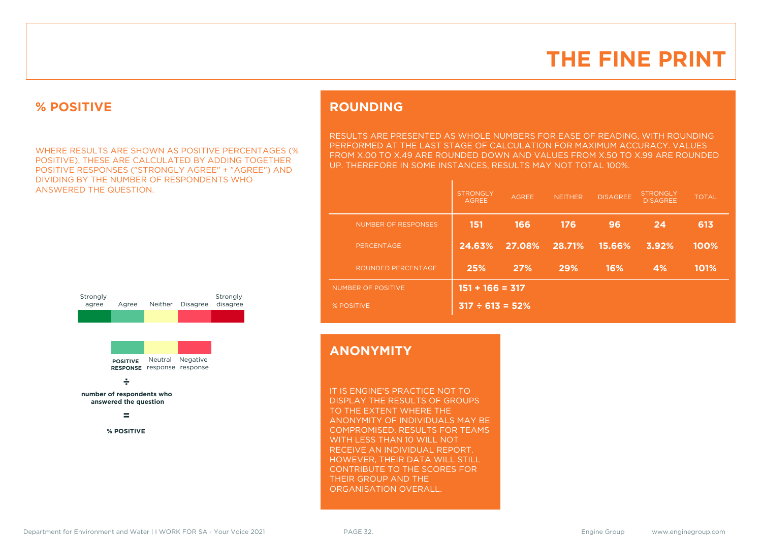# THE FINE PRINT

## % POSITIVE

WHERE RESULTS ARE SHOWN AS POSITIVE PERCENTAGES (% POSITIVE), THESE ARE CALCULATED BY ADDING TOGETHER POSITIVE RESPONSES ("STRONGLY AGREE" + "AGREE") AND DIVIDING BY THE NUMBER OF RESPONDENTS WHO ANSWERED THE QUESTION.

Strongly agree
Agree
Neither
Disagree
Strongly disagree

**POSITIVE RESPONSE**
Neutral response
Negative response

÷

**number of respondents who answered the question**

=

**% POSITIVE**

## ROUNDING

RESULTS ARE PRESENTED AS WHOLE NUMBERS FOR EASE OF READING, WITH ROUNDING PERFORMED AT THE LAST STAGE OF CALCULATION FOR MAXIMUM ACCURACY. VALUES FROM X.00 TO X.49 ARE ROUNDED DOWN AND VALUES FROM X.50 TO X.99 ARE ROUNDED UP. THEREFORE IN SOME INSTANCES, RESULTS MAY NOT TOTAL 100%.

| | STRONGLY AGREE | AGREE | NEITHER | DISAGREE | STRONGLY DISAGREE | TOTAL |
|---|---|---|---|---|---|---|
| NUMBER OF RESPONSES | **151** | **166** | **176** | **96** | **24** | **613** |
| PERCENTAGE | **24.63%** | **27.08%** | **28.71%** | **15.66%** | **3.92%** | **100%** |
| ROUNDED PERCENTAGE | **25%** | **27%** | **29%** | **16%** | **4%** | **101%** |
| NUMBER OF POSITIVE | **151 + 166 = 317** | | | | | |
| % POSITIVE | **317 ÷ 613 = 52%** | | | | | |

## ANONYMITY

IT IS ENGINE'S PRACTICE NOT TO DISPLAY THE RESULTS OF GROUPS TO THE EXTENT WHERE THE ANONYMITY OF INDIVIDUALS MAY BE COMPROMISED. RESULTS FOR TEAMS WITH LESS THAN 10 WILL NOT RECEIVE AN INDIVIDUAL REPORT. HOWEVER, THEIR DATA WILL STILL CONTRIBUTE TO THE SCORES FOR THEIR GROUP AND THE ORGANISATION OVERALL.